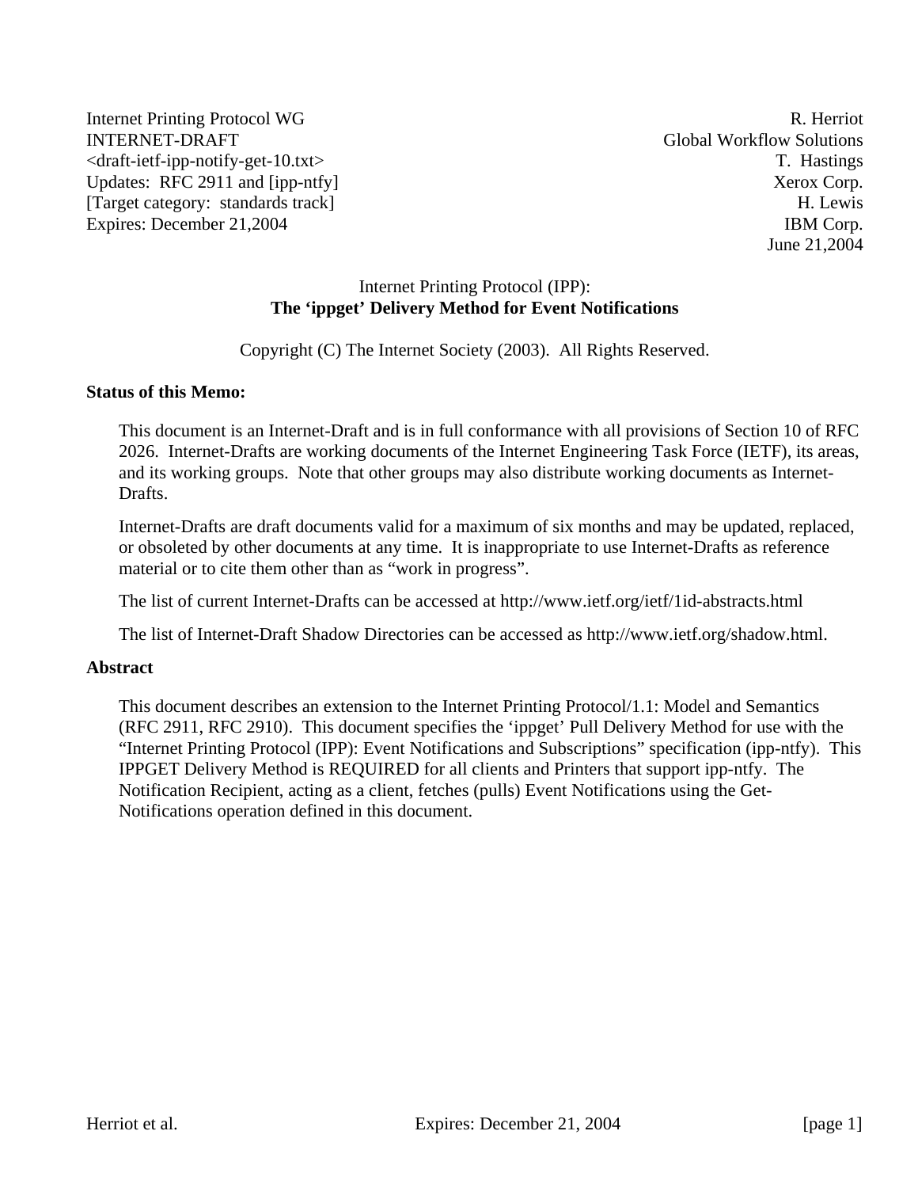Internet Printing Protocol WG R. Herriot
INTERNET-DRAFT Global Workflow Solutions
<draft-ietf-ipp-notify-get-10.txt> T. Hastings
Updates: RFC 2911 and [ipp-ntfy] Xerox Corp.
[Target category: standards track] H. Lewis
Expires: December 21,2004 IBM Corp.
June 21,2004

# Internet Printing Protocol (IPP): **The 'ippget' Delivery Method for Event Notifications**

Copyright (C) The Internet Society (2003). All Rights Reserved.

**Status of this Memo:**

This document is an Internet-Draft and is in full conformance with all provisions of Section 10 of RFC 2026. Internet-Drafts are working documents of the Internet Engineering Task Force (IETF), its areas, and its working groups. Note that other groups may also distribute working documents as Internet-Drafts.

Internet-Drafts are draft documents valid for a maximum of six months and may be updated, replaced, or obsoleted by other documents at any time. It is inappropriate to use Internet-Drafts as reference material or to cite them other than as "work in progress".

The list of current Internet-Drafts can be accessed at http://www.ietf.org/ietf/1id-abstracts.html

The list of Internet-Draft Shadow Directories can be accessed as http://www.ietf.org/shadow.html.

**Abstract**

This document describes an extension to the Internet Printing Protocol/1.1: Model and Semantics (RFC 2911, RFC 2910). This document specifies the 'ippget' Pull Delivery Method for use with the "Internet Printing Protocol (IPP): Event Notifications and Subscriptions" specification (ipp-ntfy). This IPPGET Delivery Method is REQUIRED for all clients and Printers that support ipp-ntfy. The Notification Recipient, acting as a client, fetches (pulls) Event Notifications using the Get-Notifications operation defined in this document.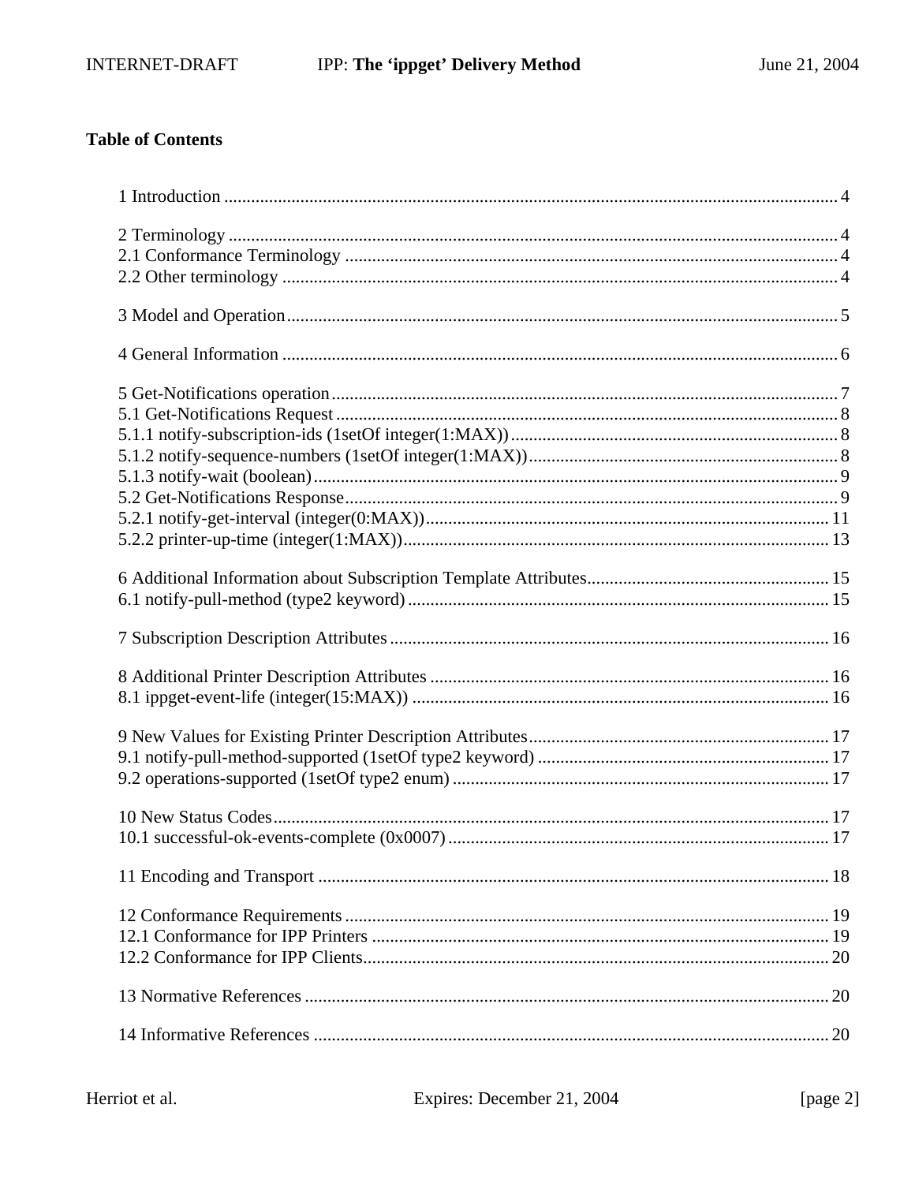## Table of Contents

1 Introduction .......................................................................................................................... 4

2 Terminology ........................................................................................................................ 4
2.1 Conformance Terminology ............................................................................................. 4
2.2 Other terminology ........................................................................................................... 4

3 Model and Operation........................................................................................................... 5

4 General Information ............................................................................................................ 6

5 Get-Notifications operation................................................................................................. 7
5.1 Get-Notifications Request ................................................................................................ 8
5.1.1 notify-subscription-ids (1setOf integer(1:MAX)).......................................................... 8
5.1.2 notify-sequence-numbers (1setOf integer(1:MAX))...................................................... 8
5.1.3 notify-wait (boolean)..................................................................................................... 9
5.2 Get-Notifications Response............................................................................................. 9
5.2.1 notify-get-interval (integer(0:MAX))........................................................................... 11
5.2.2 printer-up-time (integer(1:MAX))................................................................................ 13

6 Additional Information about Subscription Template Attributes...................................... 15
6.1 notify-pull-method (type2 keyword).............................................................................. 15

7 Subscription Description Attributes .................................................................................. 16

8 Additional Printer Description Attributes ......................................................................... 16
8.1 ippget-event-life (integer(15:MAX)) ............................................................................. 16

9 New Values for Existing Printer Description Attributes................................................... 17
9.1 notify-pull-method-supported (1setOf type2 keyword) .................................................. 17
9.2 operations-supported (1setOf type2 enum).................................................................... 17

10 New Status Codes............................................................................................................ 17
10.1 successful-ok-events-complete (0x0007)..................................................................... 17

11 Encoding and Transport .................................................................................................. 18

12 Conformance Requirements............................................................................................ 19
12.1 Conformance for IPP Printers ...................................................................................... 19
12.2 Conformance for IPP Clients........................................................................................ 20

13 Normative References ..................................................................................................... 20

14 Informative References ................................................................................................... 20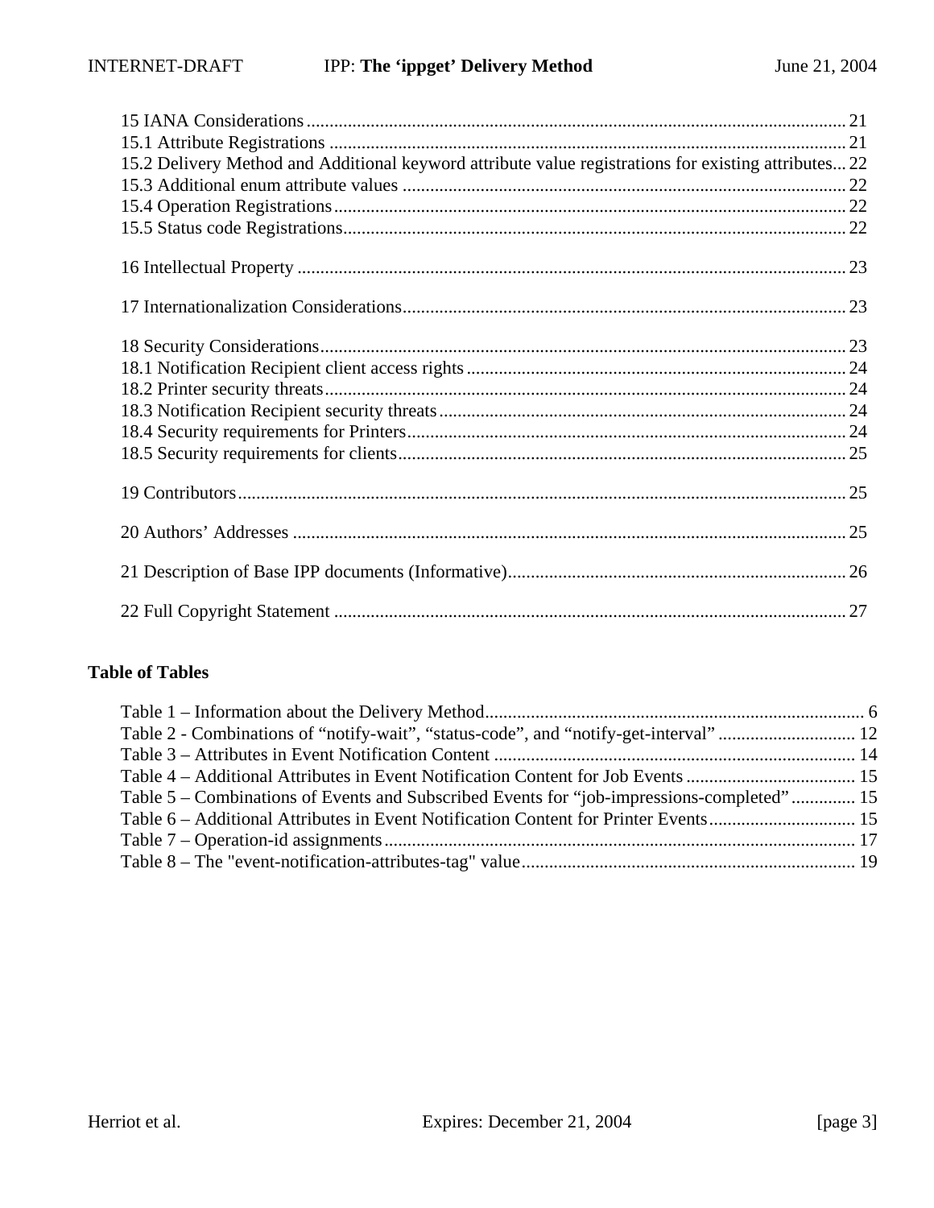15 IANA Considerations ..................................................................................................................... 21
15.1 Attribute Registrations ................................................................................................................ 21
15.2 Delivery Method and Additional keyword attribute value registrations for existing attributes... 22
15.3 Additional enum attribute values ................................................................................................ 22
15.4 Operation Registrations ............................................................................................................... 22
15.5 Status code Registrations ............................................................................................................. 22

16 Intellectual Property ....................................................................................................................... 23

17 Internationalization Considerations ................................................................................................ 23

18 Security Considerations .................................................................................................................. 23
18.1 Notification Recipient client access rights .................................................................................. 24
18.2 Printer security threats ................................................................................................................. 24
18.3 Notification Recipient security threats ........................................................................................ 24
18.4 Security requirements for Printers ............................................................................................... 24
18.5 Security requirements for clients ................................................................................................. 25

19 Contributors .................................................................................................................................... 25

20 Authors' Addresses ........................................................................................................................ 25

21 Description of Base IPP documents (Informative) .......................................................................... 26

22 Full Copyright Statement ............................................................................................................... 27

**Table of Tables**

Table 1 – Information about the Delivery Method ................................................................................. 6
Table 2 - Combinations of "notify-wait", "status-code", and "notify-get-interval" .............................. 12
Table 3 – Attributes in Event Notification Content .............................................................................. 14
Table 4 – Additional Attributes in Event Notification Content for Job Events ..................................... 15
Table 5 – Combinations of Events and Subscribed Events for "job-impressions-completed" ............. 15
Table 6 – Additional Attributes in Event Notification Content for Printer Events ................................ 15
Table 7 – Operation-id assignments ...................................................................................................... 17
Table 8 – The "event-notification-attributes-tag" value ........................................................................ 19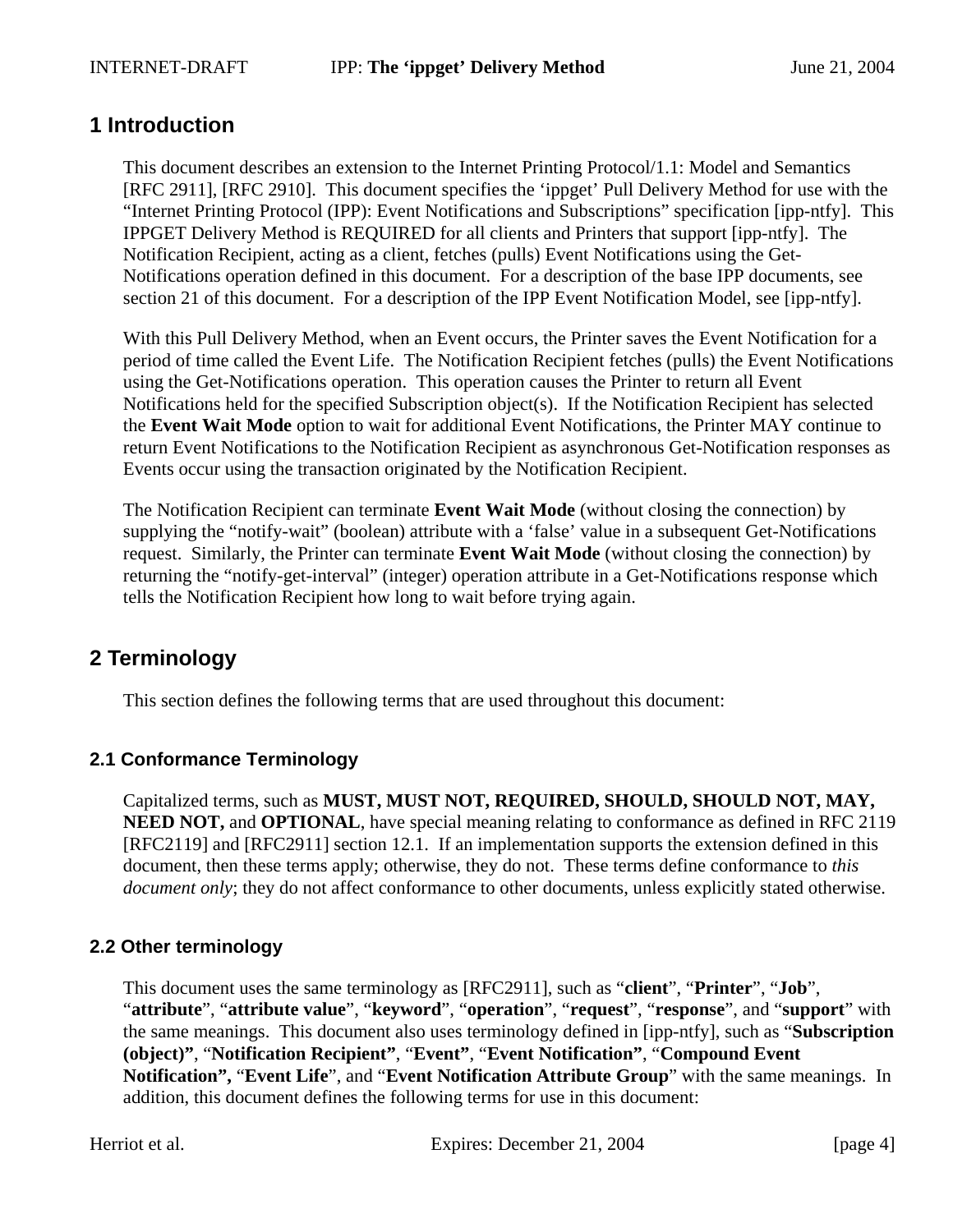# 1 Introduction

This document describes an extension to the Internet Printing Protocol/1.1: Model and Semantics [RFC 2911], [RFC 2910]. This document specifies the 'ippget' Pull Delivery Method for use with the "Internet Printing Protocol (IPP): Event Notifications and Subscriptions" specification [ipp-ntfy]. This IPPGET Delivery Method is REQUIRED for all clients and Printers that support [ipp-ntfy]. The Notification Recipient, acting as a client, fetches (pulls) Event Notifications using the Get-Notifications operation defined in this document. For a description of the base IPP documents, see section 21 of this document. For a description of the IPP Event Notification Model, see [ipp-ntfy].

With this Pull Delivery Method, when an Event occurs, the Printer saves the Event Notification for a period of time called the Event Life. The Notification Recipient fetches (pulls) the Event Notifications using the Get-Notifications operation. This operation causes the Printer to return all Event Notifications held for the specified Subscription object(s). If the Notification Recipient has selected the **Event Wait Mode** option to wait for additional Event Notifications, the Printer MAY continue to return Event Notifications to the Notification Recipient as asynchronous Get-Notification responses as Events occur using the transaction originated by the Notification Recipient.

The Notification Recipient can terminate **Event Wait Mode** (without closing the connection) by supplying the "notify-wait" (boolean) attribute with a 'false' value in a subsequent Get-Notifications request. Similarly, the Printer can terminate **Event Wait Mode** (without closing the connection) by returning the "notify-get-interval" (integer) operation attribute in a Get-Notifications response which tells the Notification Recipient how long to wait before trying again.

# 2 Terminology

This section defines the following terms that are used throughout this document:

## 2.1 Conformance Terminology

Capitalized terms, such as **MUST, MUST NOT, REQUIRED, SHOULD, SHOULD NOT, MAY, NEED NOT,** and **OPTIONAL**, have special meaning relating to conformance as defined in RFC 2119 [RFC2119] and [RFC2911] section 12.1. If an implementation supports the extension defined in this document, then these terms apply; otherwise, they do not. These terms define conformance to *this document only*; they do not affect conformance to other documents, unless explicitly stated otherwise.

## 2.2 Other terminology

This document uses the same terminology as [RFC2911], such as "**client**", "**Printer**", "**Job**", "**attribute**", "**attribute value**", "**keyword**", "**operation**", "**request**", "**response**", and "**support**" with the same meanings. This document also uses terminology defined in [ipp-ntfy], such as "**Subscription (object)**", "**Notification Recipient**", "**Event**", "**Event Notification**", "**Compound Event Notification**", "**Event Life**", and "**Event Notification Attribute Group**" with the same meanings. In addition, this document defines the following terms for use in this document: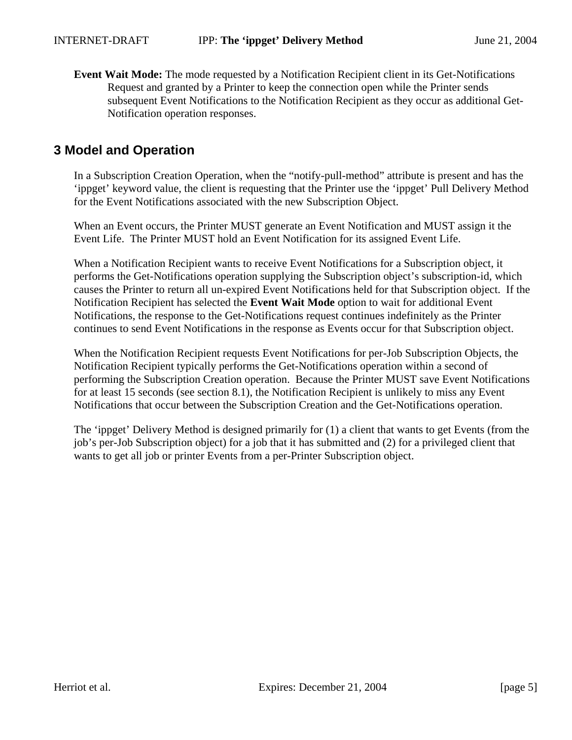**Event Wait Mode:** The mode requested by a Notification Recipient client in its Get-Notifications Request and granted by a Printer to keep the connection open while the Printer sends subsequent Event Notifications to the Notification Recipient as they occur as additional Get-Notification operation responses.

## 3 Model and Operation

In a Subscription Creation Operation, when the “notify-pull-method” attribute is present and has the ‘ippget’ keyword value, the client is requesting that the Printer use the ‘ippget’ Pull Delivery Method for the Event Notifications associated with the new Subscription Object.

When an Event occurs, the Printer MUST generate an Event Notification and MUST assign it the Event Life. The Printer MUST hold an Event Notification for its assigned Event Life.

When a Notification Recipient wants to receive Event Notifications for a Subscription object, it performs the Get-Notifications operation supplying the Subscription object’s subscription-id, which causes the Printer to return all un-expired Event Notifications held for that Subscription object. If the Notification Recipient has selected the **Event Wait Mode** option to wait for additional Event Notifications, the response to the Get-Notifications request continues indefinitely as the Printer continues to send Event Notifications in the response as Events occur for that Subscription object.

When the Notification Recipient requests Event Notifications for per-Job Subscription Objects, the Notification Recipient typically performs the Get-Notifications operation within a second of performing the Subscription Creation operation. Because the Printer MUST save Event Notifications for at least 15 seconds (see section 8.1), the Notification Recipient is unlikely to miss any Event Notifications that occur between the Subscription Creation and the Get-Notifications operation.

The ‘ippget’ Delivery Method is designed primarily for (1) a client that wants to get Events (from the job’s per-Job Subscription object) for a job that it has submitted and (2) for a privileged client that wants to get all job or printer Events from a per-Printer Subscription object.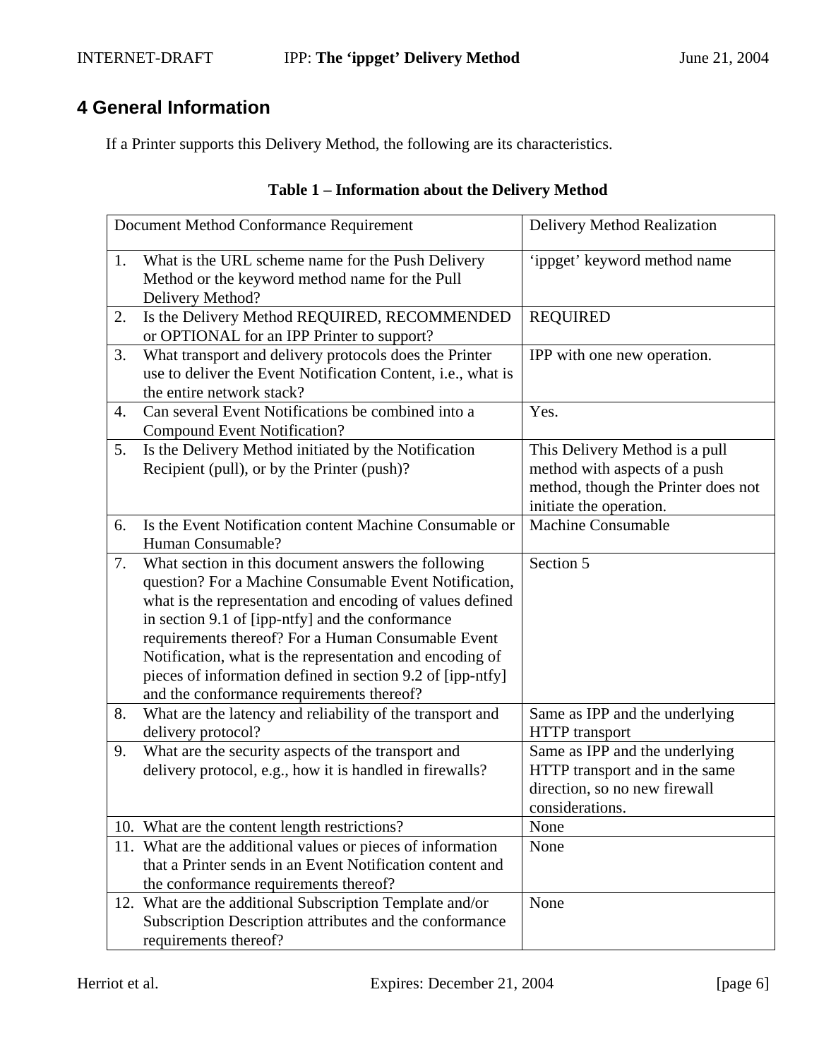# 4 General Information

If a Printer supports this Delivery Method, the following are its characteristics.

**Table 1 – Information about the Delivery Method**

| Document Method Conformance Requirement | Delivery Method Realization |
|---|---|
| 1. What is the URL scheme name for the Push Delivery Method or the keyword method name for the Pull Delivery Method? | ‘ippget’ keyword method name |
| 2. Is the Delivery Method REQUIRED, RECOMMENDED or OPTIONAL for an IPP Printer to support? | REQUIRED |
| 3. What transport and delivery protocols does the Printer use to deliver the Event Notification Content, i.e., what is the entire network stack? | IPP with one new operation. |
| 4. Can several Event Notifications be combined into a Compound Event Notification? | Yes. |
| 5. Is the Delivery Method initiated by the Notification Recipient (pull), or by the Printer (push)? | This Delivery Method is a pull method with aspects of a push method, though the Printer does not initiate the operation. |
| 6. Is the Event Notification content Machine Consumable or Human Consumable? | Machine Consumable |
| 7. What section in this document answers the following question? For a Machine Consumable Event Notification, what is the representation and encoding of values defined in section 9.1 of [ipp-ntfy] and the conformance requirements thereof? For a Human Consumable Event Notification, what is the representation and encoding of pieces of information defined in section 9.2 of [ipp-ntfy] and the conformance requirements thereof? | Section 5 |
| 8. What are the latency and reliability of the transport and delivery protocol? | Same as IPP and the underlying HTTP transport |
| 9. What are the security aspects of the transport and delivery protocol, e.g., how it is handled in firewalls? | Same as IPP and the underlying HTTP transport and in the same direction, so no new firewall considerations. |
| 10. What are the content length restrictions? | None |
| 11. What are the additional values or pieces of information that a Printer sends in an Event Notification content and the conformance requirements thereof? | None |
| 12. What are the additional Subscription Template and/or Subscription Description attributes and the conformance requirements thereof? | None |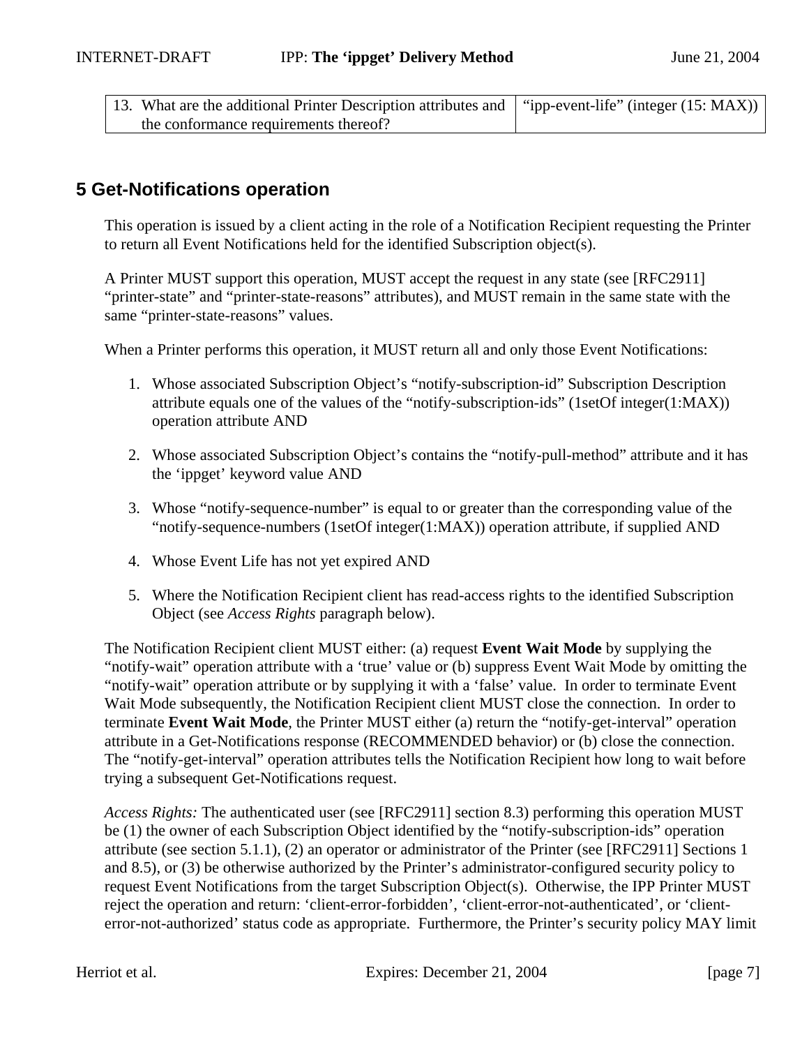| 13. What are the additional Printer Description attributes and the conformance requirements thereof? | "ipp-event-life" (integer (15: MAX)) |
|---|---|

## 5 Get-Notifications operation

This operation is issued by a client acting in the role of a Notification Recipient requesting the Printer to return all Event Notifications held for the identified Subscription object(s).

A Printer MUST support this operation, MUST accept the request in any state (see [RFC2911] "printer-state" and "printer-state-reasons" attributes), and MUST remain in the same state with the same "printer-state-reasons" values.

When a Printer performs this operation, it MUST return all and only those Event Notifications:

1. Whose associated Subscription Object's "notify-subscription-id" Subscription Description attribute equals one of the values of the "notify-subscription-ids" (1setOf integer(1:MAX)) operation attribute AND

2. Whose associated Subscription Object's contains the "notify-pull-method" attribute and it has the 'ippget' keyword value AND

3. Whose "notify-sequence-number" is equal to or greater than the corresponding value of the "notify-sequence-numbers (1setOf integer(1:MAX)) operation attribute, if supplied AND

4. Whose Event Life has not yet expired AND

5. Where the Notification Recipient client has read-access rights to the identified Subscription Object (see *Access Rights* paragraph below).

The Notification Recipient client MUST either: (a) request **Event Wait Mode** by supplying the "notify-wait" operation attribute with a 'true' value or (b) suppress Event Wait Mode by omitting the "notify-wait" operation attribute or by supplying it with a 'false' value. In order to terminate Event Wait Mode subsequently, the Notification Recipient client MUST close the connection. In order to terminate **Event Wait Mode**, the Printer MUST either (a) return the "notify-get-interval" operation attribute in a Get-Notifications response (RECOMMENDED behavior) or (b) close the connection. The "notify-get-interval" operation attributes tells the Notification Recipient how long to wait before trying a subsequent Get-Notifications request.

*Access Rights:* The authenticated user (see [RFC2911] section 8.3) performing this operation MUST be (1) the owner of each Subscription Object identified by the "notify-subscription-ids" operation attribute (see section 5.1.1), (2) an operator or administrator of the Printer (see [RFC2911] Sections 1 and 8.5), or (3) be otherwise authorized by the Printer's administrator-configured security policy to request Event Notifications from the target Subscription Object(s). Otherwise, the IPP Printer MUST reject the operation and return: 'client-error-forbidden', 'client-error-not-authenticated', or 'client-error-not-authorized' status code as appropriate. Furthermore, the Printer's security policy MAY limit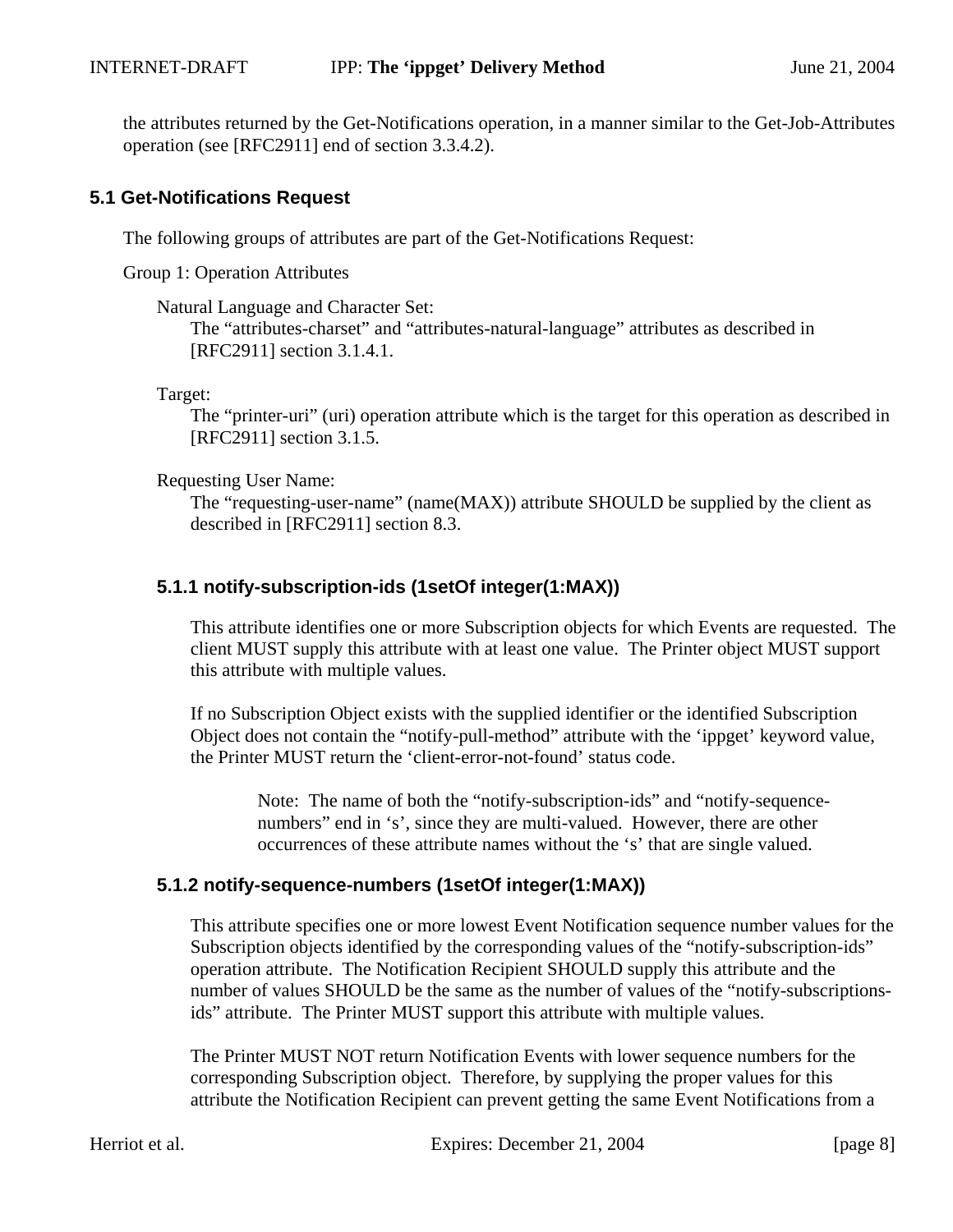the attributes returned by the Get-Notifications operation, in a manner similar to the Get-Job-Attributes operation (see [RFC2911] end of section 3.3.4.2).

## 5.1 Get-Notifications Request

The following groups of attributes are part of the Get-Notifications Request:

Group 1: Operation Attributes

Natural Language and Character Set:
The "attributes-charset" and "attributes-natural-language" attributes as described in [RFC2911] section 3.1.4.1.

Target:
The "printer-uri" (uri) operation attribute which is the target for this operation as described in [RFC2911] section 3.1.5.

Requesting User Name:
The "requesting-user-name" (name(MAX)) attribute SHOULD be supplied by the client as described in [RFC2911] section 8.3.

### 5.1.1 notify-subscription-ids (1setOf integer(1:MAX))

This attribute identifies one or more Subscription objects for which Events are requested. The client MUST supply this attribute with at least one value. The Printer object MUST support this attribute with multiple values.

If no Subscription Object exists with the supplied identifier or the identified Subscription Object does not contain the "notify-pull-method" attribute with the 'ippget' keyword value, the Printer MUST return the 'client-error-not-found' status code.

> Note: The name of both the "notify-subscription-ids" and "notify-sequence-numbers" end in 's', since they are multi-valued. However, there are other occurrences of these attribute names without the 's' that are single valued.

### 5.1.2 notify-sequence-numbers (1setOf integer(1:MAX))

This attribute specifies one or more lowest Event Notification sequence number values for the Subscription objects identified by the corresponding values of the "notify-subscription-ids" operation attribute. The Notification Recipient SHOULD supply this attribute and the number of values SHOULD be the same as the number of values of the "notify-subscriptions-ids" attribute. The Printer MUST support this attribute with multiple values.

The Printer MUST NOT return Notification Events with lower sequence numbers for the corresponding Subscription object. Therefore, by supplying the proper values for this attribute the Notification Recipient can prevent getting the same Event Notifications from a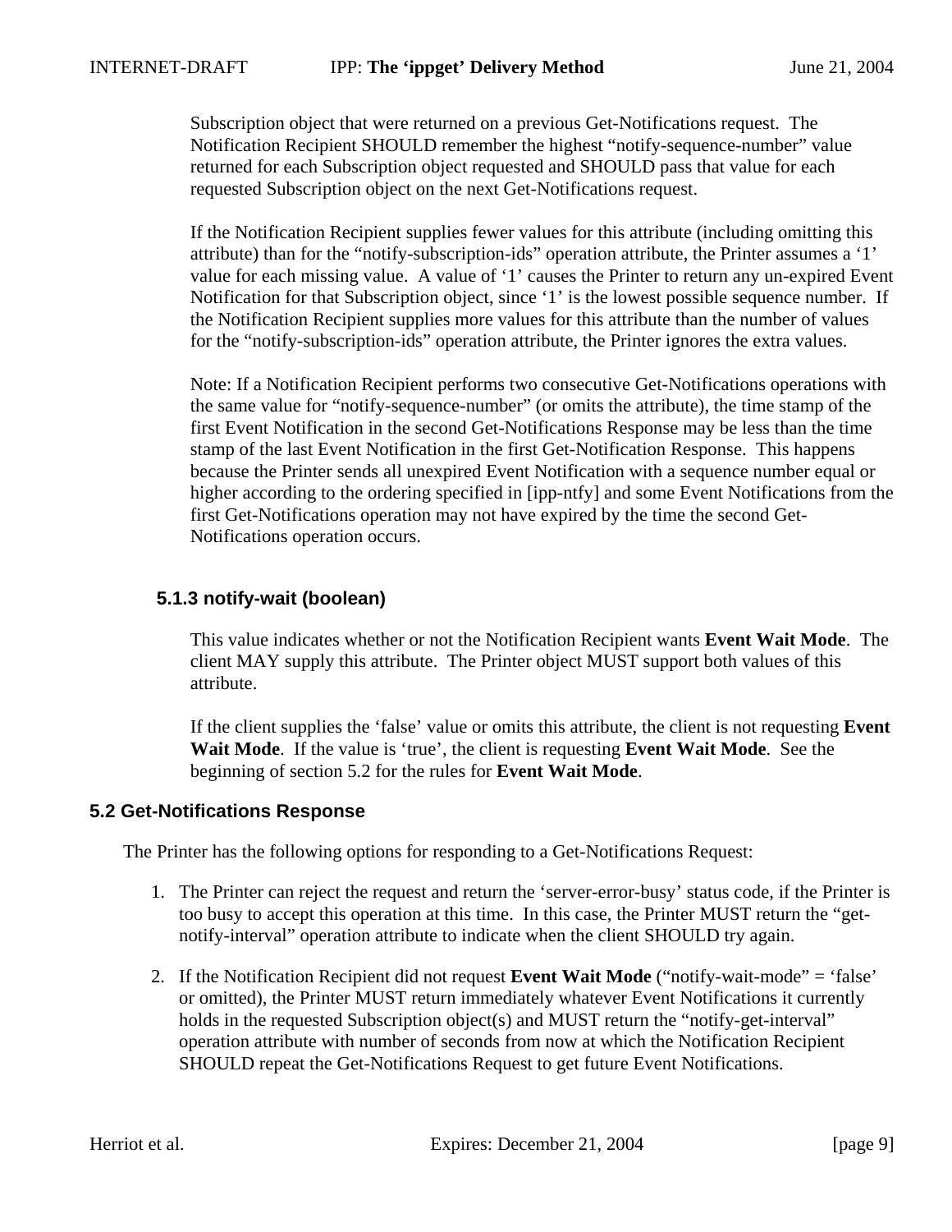Subscription object that were returned on a previous Get-Notifications request. The Notification Recipient SHOULD remember the highest "notify-sequence-number" value returned for each Subscription object requested and SHOULD pass that value for each requested Subscription object on the next Get-Notifications request.

If the Notification Recipient supplies fewer values for this attribute (including omitting this attribute) than for the "notify-subscription-ids" operation attribute, the Printer assumes a '1' value for each missing value. A value of '1' causes the Printer to return any un-expired Event Notification for that Subscription object, since '1' is the lowest possible sequence number. If the Notification Recipient supplies more values for this attribute than the number of values for the "notify-subscription-ids" operation attribute, the Printer ignores the extra values.

Note: If a Notification Recipient performs two consecutive Get-Notifications operations with the same value for "notify-sequence-number" (or omits the attribute), the time stamp of the first Event Notification in the second Get-Notifications Response may be less than the time stamp of the last Event Notification in the first Get-Notification Response. This happens because the Printer sends all unexpired Event Notification with a sequence number equal or higher according to the ordering specified in [ipp-ntfy] and some Event Notifications from the first Get-Notifications operation may not have expired by the time the second Get-Notifications operation occurs.

#### 5.1.3 notify-wait (boolean)

This value indicates whether or not the Notification Recipient wants **Event Wait Mode**. The client MAY supply this attribute. The Printer object MUST support both values of this attribute.

If the client supplies the 'false' value or omits this attribute, the client is not requesting **Event Wait Mode**. If the value is 'true', the client is requesting **Event Wait Mode**. See the beginning of section 5.2 for the rules for **Event Wait Mode**.

### 5.2 Get-Notifications Response

The Printer has the following options for responding to a Get-Notifications Request:

1. The Printer can reject the request and return the 'server-error-busy' status code, if the Printer is too busy to accept this operation at this time. In this case, the Printer MUST return the "get-notify-interval" operation attribute to indicate when the client SHOULD try again.

2. If the Notification Recipient did not request **Event Wait Mode** ("notify-wait-mode" = 'false' or omitted), the Printer MUST return immediately whatever Event Notifications it currently holds in the requested Subscription object(s) and MUST return the "notify-get-interval" operation attribute with number of seconds from now at which the Notification Recipient SHOULD repeat the Get-Notifications Request to get future Event Notifications.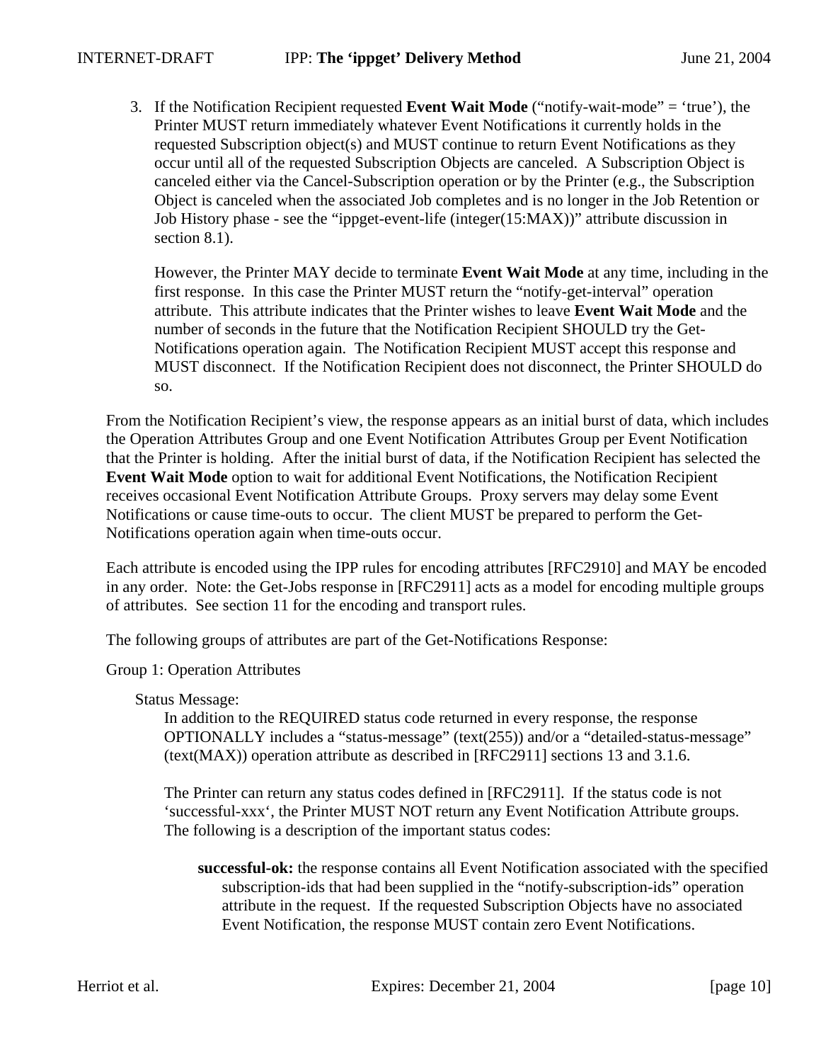3. If the Notification Recipient requested **Event Wait Mode** (“notify-wait-mode” = ‘true’), the Printer MUST return immediately whatever Event Notifications it currently holds in the requested Subscription object(s) and MUST continue to return Event Notifications as they occur until all of the requested Subscription Objects are canceled. A Subscription Object is canceled either via the Cancel-Subscription operation or by the Printer (e.g., the Subscription Object is canceled when the associated Job completes and is no longer in the Job Retention or Job History phase - see the “ippget-event-life (integer(15:MAX))” attribute discussion in section 8.1).

   However, the Printer MAY decide to terminate **Event Wait Mode** at any time, including in the first response. In this case the Printer MUST return the “notify-get-interval” operation attribute. This attribute indicates that the Printer wishes to leave **Event Wait Mode** and the number of seconds in the future that the Notification Recipient SHOULD try the Get-Notifications operation again. The Notification Recipient MUST accept this response and MUST disconnect. If the Notification Recipient does not disconnect, the Printer SHOULD do so.

From the Notification Recipient’s view, the response appears as an initial burst of data, which includes the Operation Attributes Group and one Event Notification Attributes Group per Event Notification that the Printer is holding. After the initial burst of data, if the Notification Recipient has selected the **Event Wait Mode** option to wait for additional Event Notifications, the Notification Recipient receives occasional Event Notification Attribute Groups. Proxy servers may delay some Event Notifications or cause time-outs to occur. The client MUST be prepared to perform the Get-Notifications operation again when time-outs occur.

Each attribute is encoded using the IPP rules for encoding attributes [RFC2910] and MAY be encoded in any order. Note: the Get-Jobs response in [RFC2911] acts as a model for encoding multiple groups of attributes. See section 11 for the encoding and transport rules.

The following groups of attributes are part of the Get-Notifications Response:

Group 1: Operation Attributes

Status Message:

In addition to the REQUIRED status code returned in every response, the response OPTIONALLY includes a “status-message” (text(255)) and/or a “detailed-status-message” (text(MAX)) operation attribute as described in [RFC2911] sections 13 and 3.1.6.

The Printer can return any status codes defined in [RFC2911]. If the status code is not ‘successful-xxx‘, the Printer MUST NOT return any Event Notification Attribute groups. The following is a description of the important status codes:

**successful-ok:** the response contains all Event Notification associated with the specified subscription-ids that had been supplied in the “notify-subscription-ids” operation attribute in the request. If the requested Subscription Objects have no associated Event Notification, the response MUST contain zero Event Notifications.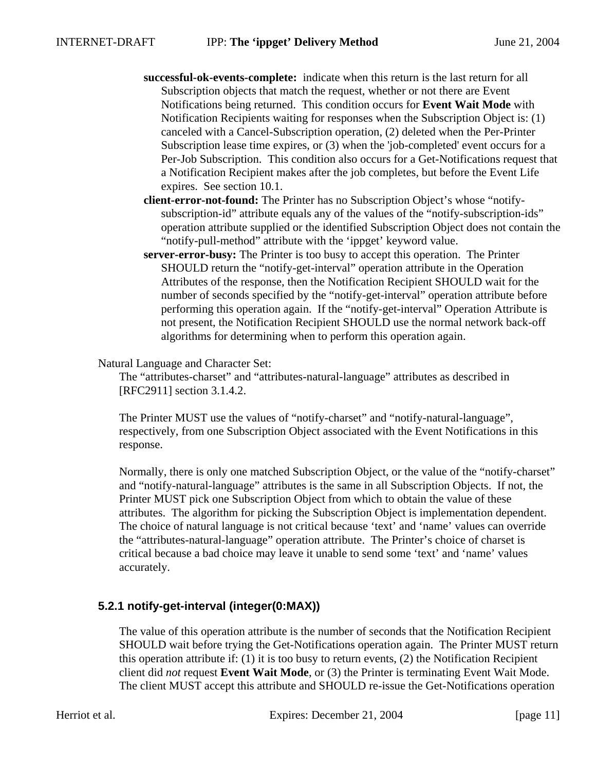**successful-ok-events-complete:** indicate when this return is the last return for all Subscription objects that match the request, whether or not there are Event Notifications being returned. This condition occurs for **Event Wait Mode** with Notification Recipients waiting for responses when the Subscription Object is: (1) canceled with a Cancel-Subscription operation, (2) deleted when the Per-Printer Subscription lease time expires, or (3) when the 'job-completed' event occurs for a Per-Job Subscription. This condition also occurs for a Get-Notifications request that a Notification Recipient makes after the job completes, but before the Event Life expires. See section 10.1.

**client-error-not-found:** The Printer has no Subscription Object's whose "notify-subscription-id" attribute equals any of the values of the "notify-subscription-ids" operation attribute supplied or the identified Subscription Object does not contain the "notify-pull-method" attribute with the 'ippget' keyword value.

**server-error-busy:** The Printer is too busy to accept this operation. The Printer SHOULD return the "notify-get-interval" operation attribute in the Operation Attributes of the response, then the Notification Recipient SHOULD wait for the number of seconds specified by the "notify-get-interval" operation attribute before performing this operation again. If the "notify-get-interval" Operation Attribute is not present, the Notification Recipient SHOULD use the normal network back-off algorithms for determining when to perform this operation again.

Natural Language and Character Set:

The "attributes-charset" and "attributes-natural-language" attributes as described in [RFC2911] section 3.1.4.2.

The Printer MUST use the values of "notify-charset" and "notify-natural-language", respectively, from one Subscription Object associated with the Event Notifications in this response.

Normally, there is only one matched Subscription Object, or the value of the "notify-charset" and "notify-natural-language" attributes is the same in all Subscription Objects. If not, the Printer MUST pick one Subscription Object from which to obtain the value of these attributes. The algorithm for picking the Subscription Object is implementation dependent. The choice of natural language is not critical because 'text' and 'name' values can override the "attributes-natural-language" operation attribute. The Printer's choice of charset is critical because a bad choice may leave it unable to send some 'text' and 'name' values accurately.

### 5.2.1 notify-get-interval (integer(0:MAX))

The value of this operation attribute is the number of seconds that the Notification Recipient SHOULD wait before trying the Get-Notifications operation again. The Printer MUST return this operation attribute if: (1) it is too busy to return events, (2) the Notification Recipient client did *not* request **Event Wait Mode**, or (3) the Printer is terminating Event Wait Mode. The client MUST accept this attribute and SHOULD re-issue the Get-Notifications operation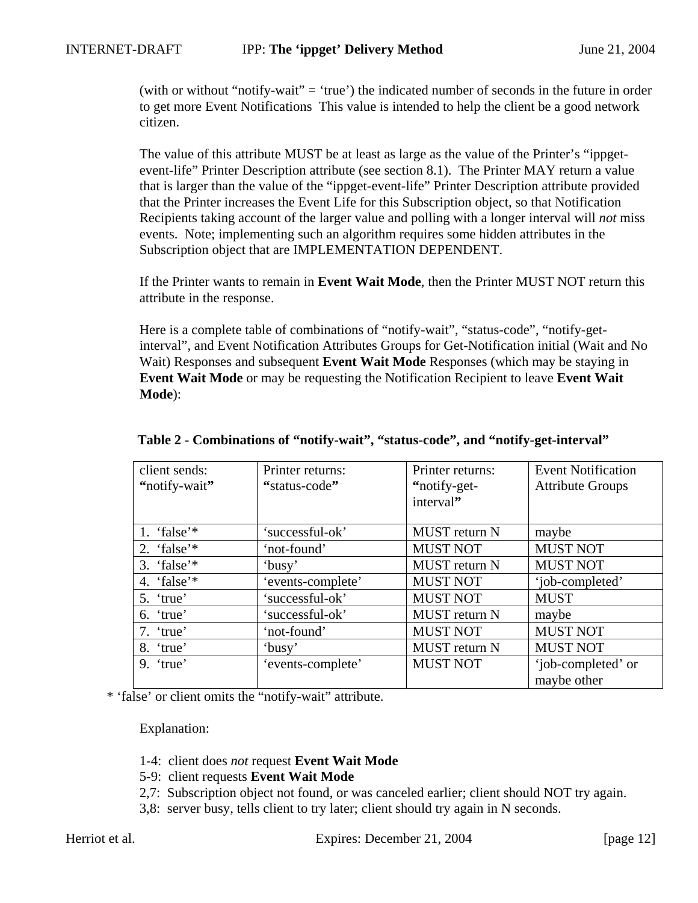(with or without "notify-wait" = 'true') the indicated number of seconds in the future in order to get more Event Notifications  This value is intended to help the client be a good network citizen.

The value of this attribute MUST be at least as large as the value of the Printer's "ippget-event-life" Printer Description attribute (see section 8.1).  The Printer MAY return a value that is larger than the value of the "ippget-event-life" Printer Description attribute provided that the Printer increases the Event Life for this Subscription object, so that Notification Recipients taking account of the larger value and polling with a longer interval will *not* miss events.  Note; implementing such an algorithm requires some hidden attributes in the Subscription object that are IMPLEMENTATION DEPENDENT.

If the Printer wants to remain in **Event Wait Mode**, then the Printer MUST NOT return this attribute in the response.

Here is a complete table of combinations of "notify-wait", "status-code", "notify-get-interval", and Event Notification Attributes Groups for Get-Notification initial (Wait and No Wait) Responses and subsequent **Event Wait Mode** Responses (which may be staying in **Event Wait Mode** or may be requesting the Notification Recipient to leave **Event Wait Mode**):

**Table 2 - Combinations of "notify-wait", "status-code", and "notify-get-interval"**

| client sends: **"**notify-wait**"** | Printer returns: "status-code**"** | Printer returns: **"**notify-get-interval**"** | Event Notification Attribute Groups |
|---|---|---|---|
| 1. 'false'* | 'successful-ok' | MUST return N | maybe |
| 2. 'false'* | 'not-found' | MUST NOT | MUST NOT |
| 3. 'false'* | 'busy' | MUST return N | MUST NOT |
| 4. 'false'* | 'events-complete' | MUST NOT | 'job-completed' |
| 5. 'true' | 'successful-ok' | MUST NOT | MUST |
| 6. 'true' | 'successful-ok' | MUST return N | maybe |
| 7. 'true' | 'not-found' | MUST NOT | MUST NOT |
| 8. 'true' | 'busy' | MUST return N | MUST NOT |
| 9. 'true' | 'events-complete' | MUST NOT | 'job-completed' or maybe other |

* 'false' or client omits the "notify-wait" attribute.

Explanation:

1-4:  client does *not* request **Event Wait Mode**
5-9:  client requests **Event Wait Mode**
2,7:  Subscription object not found, or was canceled earlier; client should NOT try again.
3,8:  server busy, tells client to try later; client should try again in N seconds.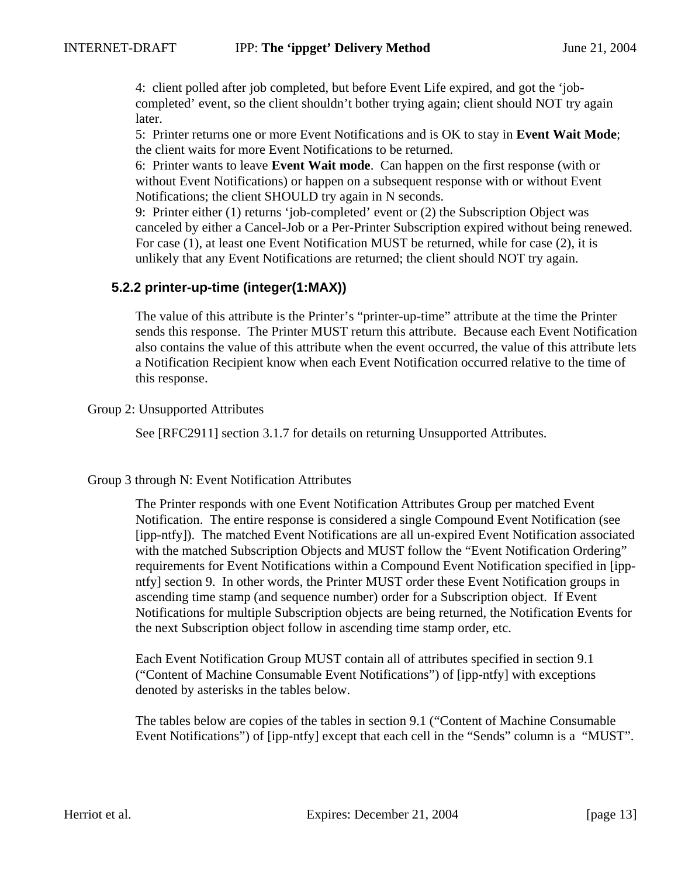4: client polled after job completed, but before Event Life expired, and got the 'job-completed' event, so the client shouldn't bother trying again; client should NOT try again later.
5: Printer returns one or more Event Notifications and is OK to stay in **Event Wait Mode**; the client waits for more Event Notifications to be returned.
6: Printer wants to leave **Event Wait mode**. Can happen on the first response (with or without Event Notifications) or happen on a subsequent response with or without Event Notifications; the client SHOULD try again in N seconds.
9: Printer either (1) returns 'job-completed' event or (2) the Subscription Object was canceled by either a Cancel-Job or a Per-Printer Subscription expired without being renewed. For case (1), at least one Event Notification MUST be returned, while for case (2), it is unlikely that any Event Notifications are returned; the client should NOT try again.

### 5.2.2 printer-up-time (integer(1:MAX))

The value of this attribute is the Printer's "printer-up-time" attribute at the time the Printer sends this response. The Printer MUST return this attribute. Because each Event Notification also contains the value of this attribute when the event occurred, the value of this attribute lets a Notification Recipient know when each Event Notification occurred relative to the time of this response.

Group 2: Unsupported Attributes

See [RFC2911] section 3.1.7 for details on returning Unsupported Attributes.

Group 3 through N: Event Notification Attributes

The Printer responds with one Event Notification Attributes Group per matched Event Notification. The entire response is considered a single Compound Event Notification (see [ipp-ntfy]). The matched Event Notifications are all un-expired Event Notification associated with the matched Subscription Objects and MUST follow the "Event Notification Ordering" requirements for Event Notifications within a Compound Event Notification specified in [ipp-ntfy] section 9. In other words, the Printer MUST order these Event Notification groups in ascending time stamp (and sequence number) order for a Subscription object. If Event Notifications for multiple Subscription objects are being returned, the Notification Events for the next Subscription object follow in ascending time stamp order, etc.

Each Event Notification Group MUST contain all of attributes specified in section 9.1 ("Content of Machine Consumable Event Notifications") of [ipp-ntfy] with exceptions denoted by asterisks in the tables below.

The tables below are copies of the tables in section 9.1 ("Content of Machine Consumable Event Notifications") of [ipp-ntfy] except that each cell in the "Sends" column is a "MUST".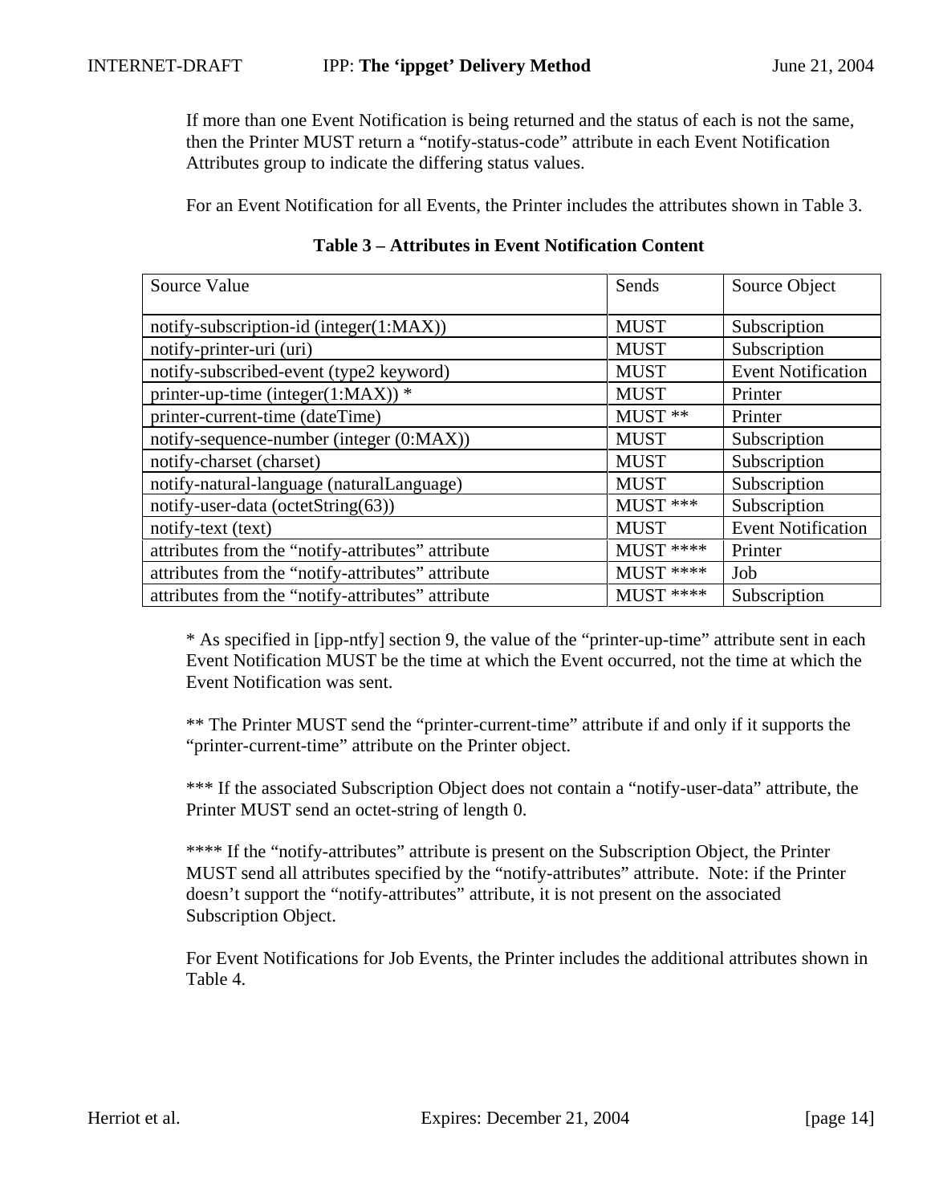If more than one Event Notification is being returned and the status of each is not the same, then the Printer MUST return a "notify-status-code" attribute in each Event Notification Attributes group to indicate the differing status values.

For an Event Notification for all Events, the Printer includes the attributes shown in Table 3.

**Table 3 – Attributes in Event Notification Content**

| Source Value | Sends | Source Object |
|---|---|---|
| notify-subscription-id (integer(1:MAX)) | MUST | Subscription |
| notify-printer-uri (uri) | MUST | Subscription |
| notify-subscribed-event (type2 keyword) | MUST | Event Notification |
| printer-up-time (integer(1:MAX)) * | MUST | Printer |
| printer-current-time (dateTime) | MUST ** | Printer |
| notify-sequence-number (integer (0:MAX)) | MUST | Subscription |
| notify-charset (charset) | MUST | Subscription |
| notify-natural-language (naturalLanguage) | MUST | Subscription |
| notify-user-data (octetString(63)) | MUST *** | Subscription |
| notify-text (text) | MUST | Event Notification |
| attributes from the "notify-attributes" attribute | MUST **** | Printer |
| attributes from the "notify-attributes" attribute | MUST **** | Job |
| attributes from the "notify-attributes" attribute | MUST **** | Subscription |

* As specified in [ipp-ntfy] section 9, the value of the "printer-up-time" attribute sent in each Event Notification MUST be the time at which the Event occurred, not the time at which the Event Notification was sent.

** The Printer MUST send the "printer-current-time" attribute if and only if it supports the "printer-current-time" attribute on the Printer object.

*** If the associated Subscription Object does not contain a "notify-user-data" attribute, the Printer MUST send an octet-string of length 0.

**** If the "notify-attributes" attribute is present on the Subscription Object, the Printer MUST send all attributes specified by the "notify-attributes" attribute. Note: if the Printer doesn't support the "notify-attributes" attribute, it is not present on the associated Subscription Object.

For Event Notifications for Job Events, the Printer includes the additional attributes shown in Table 4.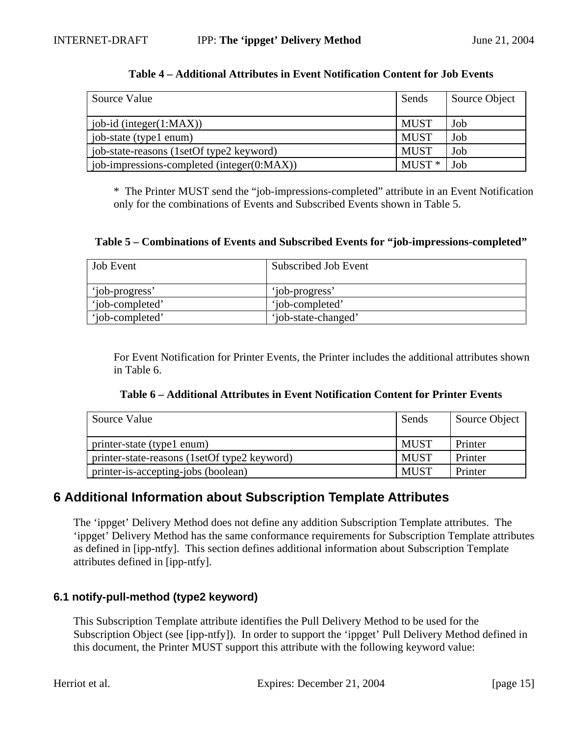**Table 4 – Additional Attributes in Event Notification Content for Job Events**

| Source Value | Sends | Source Object |
|---|---|---|
| job-id (integer(1:MAX)) | MUST | Job |
| job-state (type1 enum) | MUST | Job |
| job-state-reasons (1setOf type2 keyword) | MUST | Job |
| job-impressions-completed (integer(0:MAX)) | MUST * | Job |

* The Printer MUST send the “job-impressions-completed” attribute in an Event Notification only for the combinations of Events and Subscribed Events shown in Table 5.

**Table 5 – Combinations of Events and Subscribed Events for “job-impressions-completed”**

| Job Event | Subscribed Job Event |
|---|---|
| ‘job-progress’ | ‘job-progress’ |
| ‘job-completed’ | ‘job-completed’ |
| ‘job-completed’ | ‘job-state-changed’ |

For Event Notification for Printer Events, the Printer includes the additional attributes shown in Table 6.

**Table 6 – Additional Attributes in Event Notification Content for Printer Events**

| Source Value | Sends | Source Object |
|---|---|---|
| printer-state (type1 enum) | MUST | Printer |
| printer-state-reasons (1setOf type2 keyword) | MUST | Printer |
| printer-is-accepting-jobs (boolean) | MUST | Printer |

## 6 Additional Information about Subscription Template Attributes

The ‘ippget’ Delivery Method does not define any addition Subscription Template attributes. The ‘ippget’ Delivery Method has the same conformance requirements for Subscription Template attributes as defined in [ipp-ntfy]. This section defines additional information about Subscription Template attributes defined in [ipp-ntfy].

### 6.1 notify-pull-method (type2 keyword)

This Subscription Template attribute identifies the Pull Delivery Method to be used for the Subscription Object (see [ipp-ntfy]). In order to support the ‘ippget’ Pull Delivery Method defined in this document, the Printer MUST support this attribute with the following keyword value: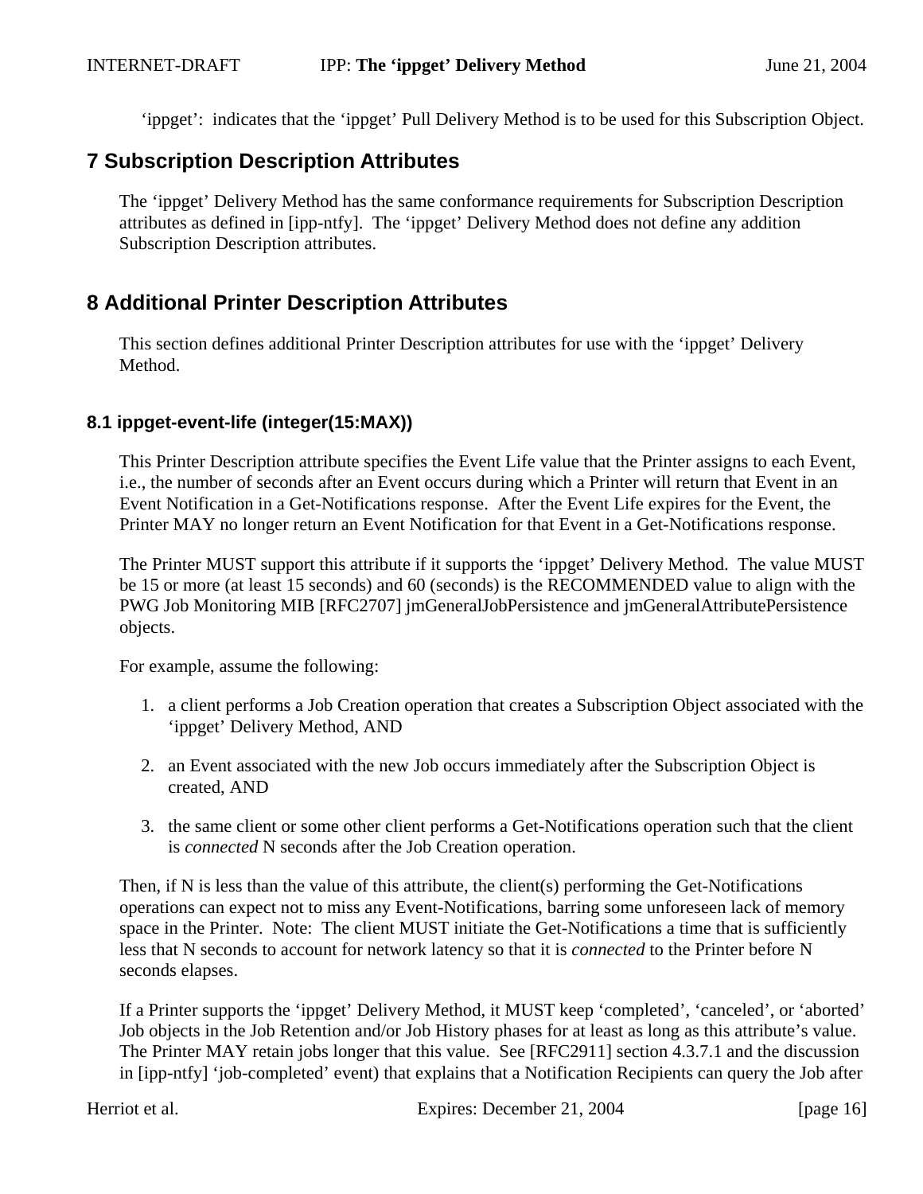‘ippget’: indicates that the ‘ippget’ Pull Delivery Method is to be used for this Subscription Object.

# 7 Subscription Description Attributes

The ‘ippget’ Delivery Method has the same conformance requirements for Subscription Description attributes as defined in [ipp-ntfy]. The ‘ippget’ Delivery Method does not define any addition Subscription Description attributes.

# 8 Additional Printer Description Attributes

This section defines additional Printer Description attributes for use with the ‘ippget’ Delivery Method.

## 8.1 ippget-event-life (integer(15:MAX))

This Printer Description attribute specifies the Event Life value that the Printer assigns to each Event, i.e., the number of seconds after an Event occurs during which a Printer will return that Event in an Event Notification in a Get-Notifications response. After the Event Life expires for the Event, the Printer MAY no longer return an Event Notification for that Event in a Get-Notifications response.

The Printer MUST support this attribute if it supports the ‘ippget’ Delivery Method. The value MUST be 15 or more (at least 15 seconds) and 60 (seconds) is the RECOMMENDED value to align with the PWG Job Monitoring MIB [RFC2707] jmGeneralJobPersistence and jmGeneralAttributePersistence objects.

For example, assume the following:

1. a client performs a Job Creation operation that creates a Subscription Object associated with the ‘ippget’ Delivery Method, AND
2. an Event associated with the new Job occurs immediately after the Subscription Object is created, AND
3. the same client or some other client performs a Get-Notifications operation such that the client is *connected* N seconds after the Job Creation operation.

Then, if N is less than the value of this attribute, the client(s) performing the Get-Notifications operations can expect not to miss any Event-Notifications, barring some unforeseen lack of memory space in the Printer. Note: The client MUST initiate the Get-Notifications a time that is sufficiently less that N seconds to account for network latency so that it is *connected* to the Printer before N seconds elapses.

If a Printer supports the ‘ippget’ Delivery Method, it MUST keep ‘completed’, ‘canceled’, or ‘aborted’ Job objects in the Job Retention and/or Job History phases for at least as long as this attribute’s value. The Printer MAY retain jobs longer that this value. See [RFC2911] section 4.3.7.1 and the discussion in [ipp-ntfy] ‘job-completed’ event) that explains that a Notification Recipients can query the Job after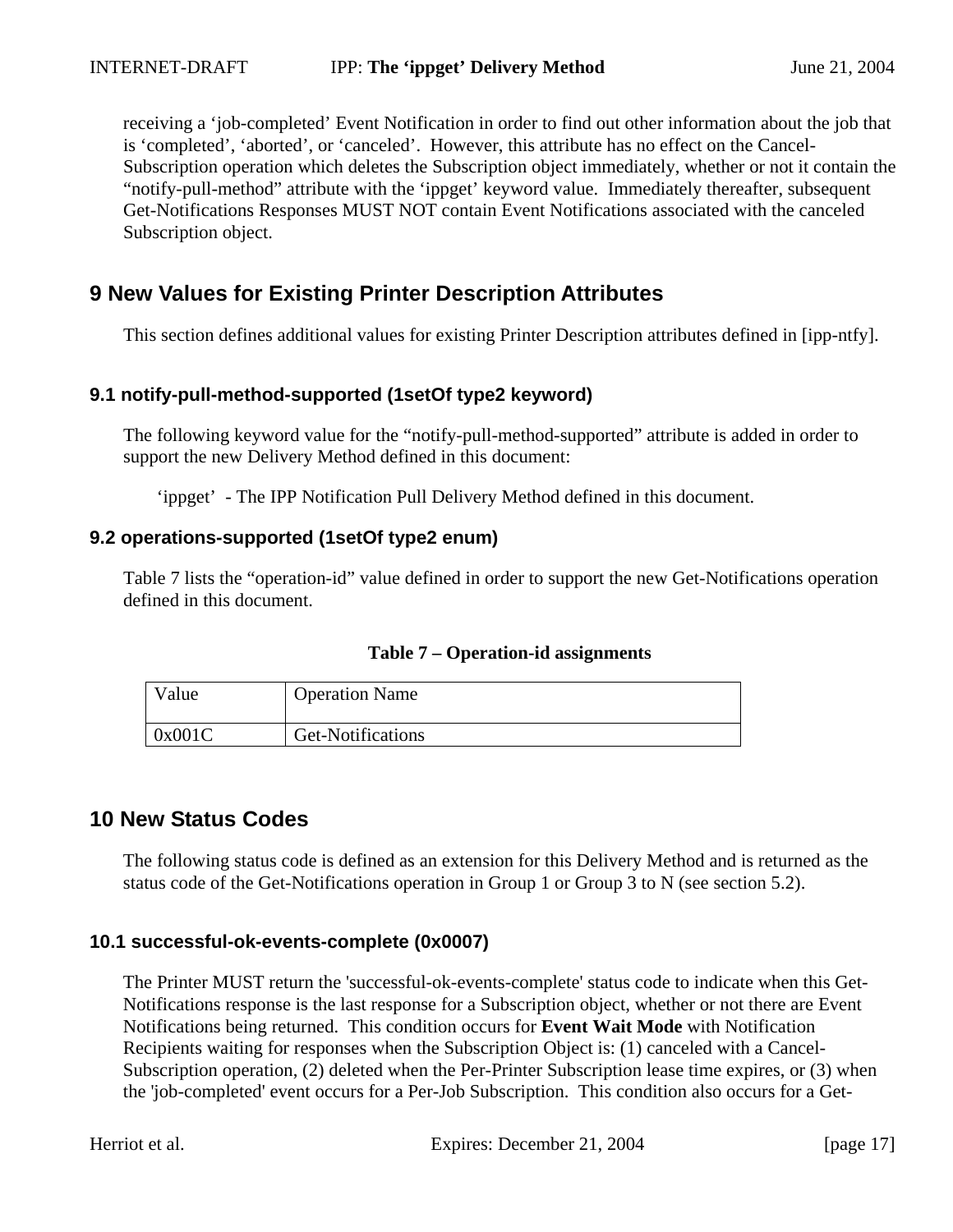receiving a ‘job-completed’ Event Notification in order to find out other information about the job that is ‘completed’, ‘aborted’, or ‘canceled’. However, this attribute has no effect on the Cancel-Subscription operation which deletes the Subscription object immediately, whether or not it contain the “notify-pull-method” attribute with the ‘ippget’ keyword value. Immediately thereafter, subsequent Get-Notifications Responses MUST NOT contain Event Notifications associated with the canceled Subscription object.

# 9 New Values for Existing Printer Description Attributes

This section defines additional values for existing Printer Description attributes defined in [ipp-ntfy].

## 9.1 notify-pull-method-supported (1setOf type2 keyword)

The following keyword value for the “notify-pull-method-supported” attribute is added in order to support the new Delivery Method defined in this document:

‘ippget’ - The IPP Notification Pull Delivery Method defined in this document.

## 9.2 operations-supported (1setOf type2 enum)

Table 7 lists the “operation-id” value defined in order to support the new Get-Notifications operation defined in this document.

**Table 7 – Operation-id assignments**

| Value | Operation Name |
|---|---|
| 0x001C | Get-Notifications |

# 10 New Status Codes

The following status code is defined as an extension for this Delivery Method and is returned as the status code of the Get-Notifications operation in Group 1 or Group 3 to N (see section 5.2).

## 10.1 successful-ok-events-complete (0x0007)

The Printer MUST return the 'successful-ok-events-complete' status code to indicate when this Get-Notifications response is the last response for a Subscription object, whether or not there are Event Notifications being returned. This condition occurs for **Event Wait Mode** with Notification Recipients waiting for responses when the Subscription Object is: (1) canceled with a Cancel-Subscription operation, (2) deleted when the Per-Printer Subscription lease time expires, or (3) when the 'job-completed' event occurs for a Per-Job Subscription. This condition also occurs for a Get-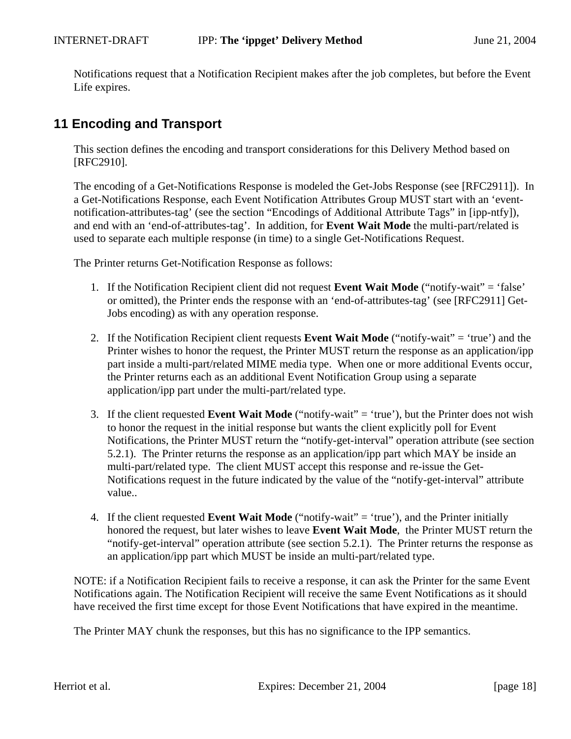Notifications request that a Notification Recipient makes after the job completes, but before the Event Life expires.

## 11 Encoding and Transport

This section defines the encoding and transport considerations for this Delivery Method based on [RFC2910].

The encoding of a Get-Notifications Response is modeled the Get-Jobs Response (see [RFC2911]). In a Get-Notifications Response, each Event Notification Attributes Group MUST start with an 'event-notification-attributes-tag' (see the section "Encodings of Additional Attribute Tags" in [ipp-ntfy]), and end with an 'end-of-attributes-tag'. In addition, for **Event Wait Mode** the multi-part/related is used to separate each multiple response (in time) to a single Get-Notifications Request.

The Printer returns Get-Notification Response as follows:

1. If the Notification Recipient client did not request **Event Wait Mode** ("notify-wait" = 'false' or omitted), the Printer ends the response with an 'end-of-attributes-tag' (see [RFC2911] Get-Jobs encoding) as with any operation response.

2. If the Notification Recipient client requests **Event Wait Mode** ("notify-wait" = 'true') and the Printer wishes to honor the request, the Printer MUST return the response as an application/ipp part inside a multi-part/related MIME media type. When one or more additional Events occur, the Printer returns each as an additional Event Notification Group using a separate application/ipp part under the multi-part/related type.

3. If the client requested **Event Wait Mode** ("notify-wait" = 'true'), but the Printer does not wish to honor the request in the initial response but wants the client explicitly poll for Event Notifications, the Printer MUST return the "notify-get-interval" operation attribute (see section 5.2.1). The Printer returns the response as an application/ipp part which MAY be inside an multi-part/related type. The client MUST accept this response and re-issue the Get-Notifications request in the future indicated by the value of the "notify-get-interval" attribute value..

4. If the client requested **Event Wait Mode** ("notify-wait" = 'true'), and the Printer initially honored the request, but later wishes to leave **Event Wait Mode**, the Printer MUST return the "notify-get-interval" operation attribute (see section 5.2.1). The Printer returns the response as an application/ipp part which MUST be inside an multi-part/related type.

NOTE: if a Notification Recipient fails to receive a response, it can ask the Printer for the same Event Notifications again. The Notification Recipient will receive the same Event Notifications as it should have received the first time except for those Event Notifications that have expired in the meantime.

The Printer MAY chunk the responses, but this has no significance to the IPP semantics.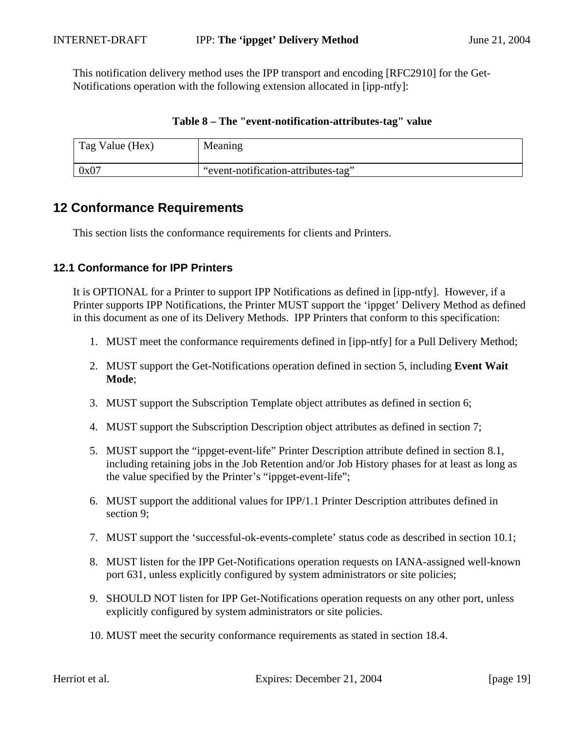This notification delivery method uses the IPP transport and encoding [RFC2910] for the Get-Notifications operation with the following extension allocated in [ipp-ntfy]:

**Table 8 – The "event-notification-attributes-tag" value**

| Tag Value (Hex) | Meaning |
|---|---|
| 0x07 | “event-notification-attributes-tag” |

## 12 Conformance Requirements

This section lists the conformance requirements for clients and Printers.

### 12.1 Conformance for IPP Printers

It is OPTIONAL for a Printer to support IPP Notifications as defined in [ipp-ntfy]. However, if a Printer supports IPP Notifications, the Printer MUST support the ‘ippget’ Delivery Method as defined in this document as one of its Delivery Methods. IPP Printers that conform to this specification:

1. MUST meet the conformance requirements defined in [ipp-ntfy] for a Pull Delivery Method;
2. MUST support the Get-Notifications operation defined in section 5, including **Event Wait Mode**;
3. MUST support the Subscription Template object attributes as defined in section 6;
4. MUST support the Subscription Description object attributes as defined in section 7;
5. MUST support the “ippget-event-life” Printer Description attribute defined in section 8.1, including retaining jobs in the Job Retention and/or Job History phases for at least as long as the value specified by the Printer’s “ippget-event-life”;
6. MUST support the additional values for IPP/1.1 Printer Description attributes defined in section 9;
7. MUST support the ‘successful-ok-events-complete’ status code as described in section 10.1;
8. MUST listen for the IPP Get-Notifications operation requests on IANA-assigned well-known port 631, unless explicitly configured by system administrators or site policies;
9. SHOULD NOT listen for IPP Get-Notifications operation requests on any other port, unless explicitly configured by system administrators or site policies.
10. MUST meet the security conformance requirements as stated in section 18.4.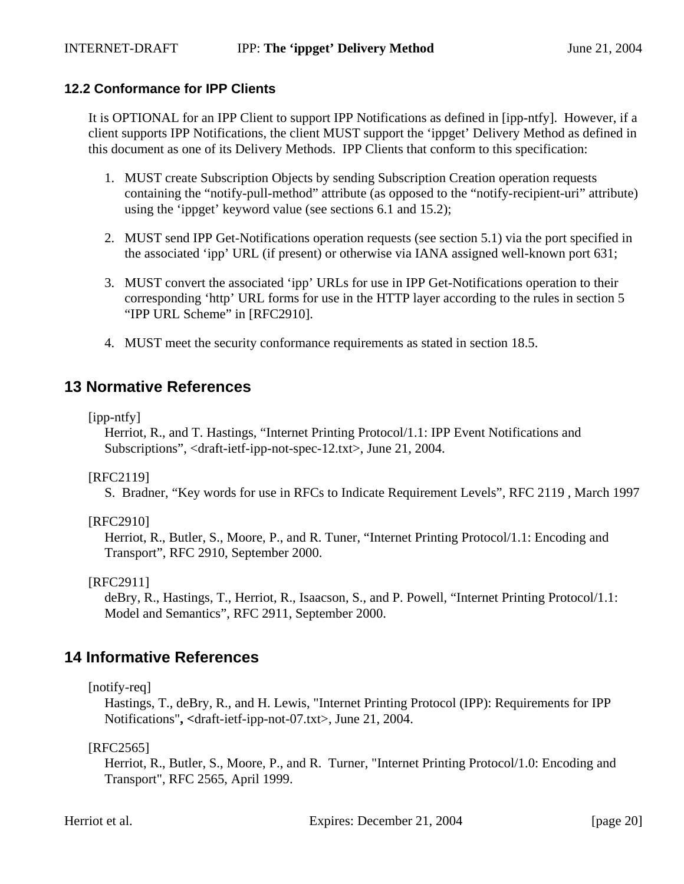### 12.2 Conformance for IPP Clients

It is OPTIONAL for an IPP Client to support IPP Notifications as defined in [ipp-ntfy]. However, if a client supports IPP Notifications, the client MUST support the 'ippget' Delivery Method as defined in this document as one of its Delivery Methods. IPP Clients that conform to this specification:

1. MUST create Subscription Objects by sending Subscription Creation operation requests containing the "notify-pull-method" attribute (as opposed to the "notify-recipient-uri" attribute) using the 'ippget' keyword value (see sections 6.1 and 15.2);

2. MUST send IPP Get-Notifications operation requests (see section 5.1) via the port specified in the associated 'ipp' URL (if present) or otherwise via IANA assigned well-known port 631;

3. MUST convert the associated 'ipp' URLs for use in IPP Get-Notifications operation to their corresponding 'http' URL forms for use in the HTTP layer according to the rules in section 5 "IPP URL Scheme" in [RFC2910].

4. MUST meet the security conformance requirements as stated in section 18.5.

## 13 Normative References

[ipp-ntfy]
Herriot, R., and T. Hastings, "Internet Printing Protocol/1.1: IPP Event Notifications and Subscriptions", <draft-ietf-ipp-not-spec-12.txt>, June 21, 2004.

[RFC2119]
S. Bradner, "Key words for use in RFCs to Indicate Requirement Levels", RFC 2119 , March 1997

[RFC2910]
Herriot, R., Butler, S., Moore, P., and R. Tuner, "Internet Printing Protocol/1.1: Encoding and Transport", RFC 2910, September 2000.

[RFC2911]
deBry, R., Hastings, T., Herriot, R., Isaacson, S., and P. Powell, "Internet Printing Protocol/1.1: Model and Semantics", RFC 2911, September 2000.

## 14 Informative References

[notify-req]
Hastings, T., deBry, R., and H. Lewis, "Internet Printing Protocol (IPP): Requirements for IPP Notifications", <draft-ietf-ipp-not-07.txt>, June 21, 2004.

[RFC2565]
Herriot, R., Butler, S., Moore, P., and R. Turner, "Internet Printing Protocol/1.0: Encoding and Transport", RFC 2565, April 1999.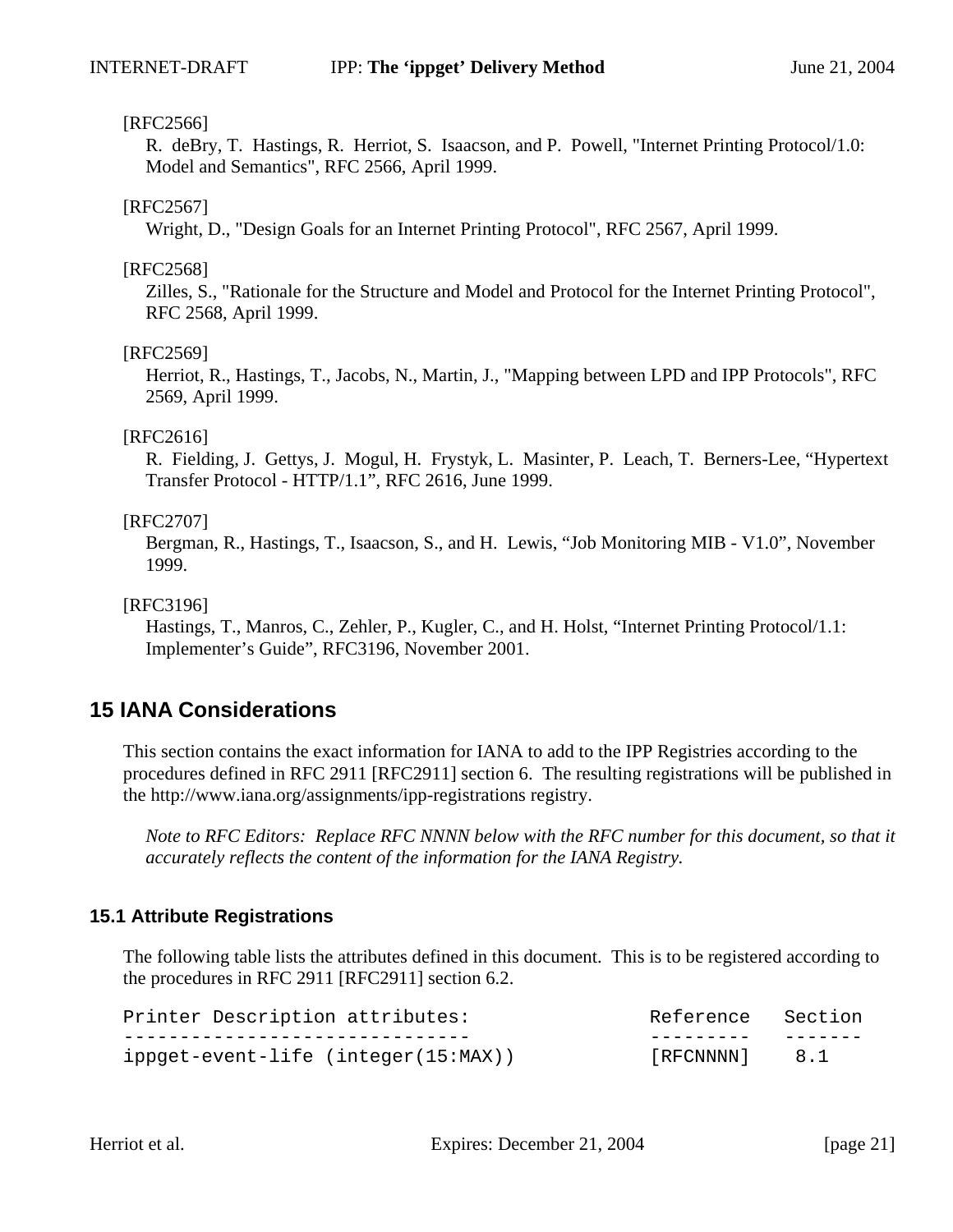[RFC2566]

R. deBry, T. Hastings, R. Herriot, S. Isaacson, and P. Powell, "Internet Printing Protocol/1.0: Model and Semantics", RFC 2566, April 1999.

[RFC2567]

Wright, D., "Design Goals for an Internet Printing Protocol", RFC 2567, April 1999.

[RFC2568]

Zilles, S., "Rationale for the Structure and Model and Protocol for the Internet Printing Protocol", RFC 2568, April 1999.

[RFC2569]

Herriot, R., Hastings, T., Jacobs, N., Martin, J., "Mapping between LPD and IPP Protocols", RFC 2569, April 1999.

[RFC2616]

R. Fielding, J. Gettys, J. Mogul, H. Frystyk, L. Masinter, P. Leach, T. Berners-Lee, “Hypertext Transfer Protocol - HTTP/1.1”, RFC 2616, June 1999.

[RFC2707]

Bergman, R., Hastings, T., Isaacson, S., and H. Lewis, “Job Monitoring MIB - V1.0”, November 1999.

[RFC3196]

Hastings, T., Manros, C., Zehler, P., Kugler, C., and H. Holst, “Internet Printing Protocol/1.1: Implementer’s Guide”, RFC3196, November 2001.

# 15 IANA Considerations

This section contains the exact information for IANA to add to the IPP Registries according to the procedures defined in RFC 2911 [RFC2911] section 6. The resulting registrations will be published in the http://www.iana.org/assignments/ipp-registrations registry.

*Note to RFC Editors: Replace RFC NNNN below with the RFC number for this document, so that it accurately reflects the content of the information for the IANA Registry.*

## 15.1 Attribute Registrations

The following table lists the attributes defined in this document. This is to be registered according to the procedures in RFC 2911 [RFC2911] section 6.2.

```
Printer Description attributes:               Reference   Section
-------------------------------               ---------   -------
ippget-event-life (integer(15:MAX))           [RFCNNNN]    8.1
```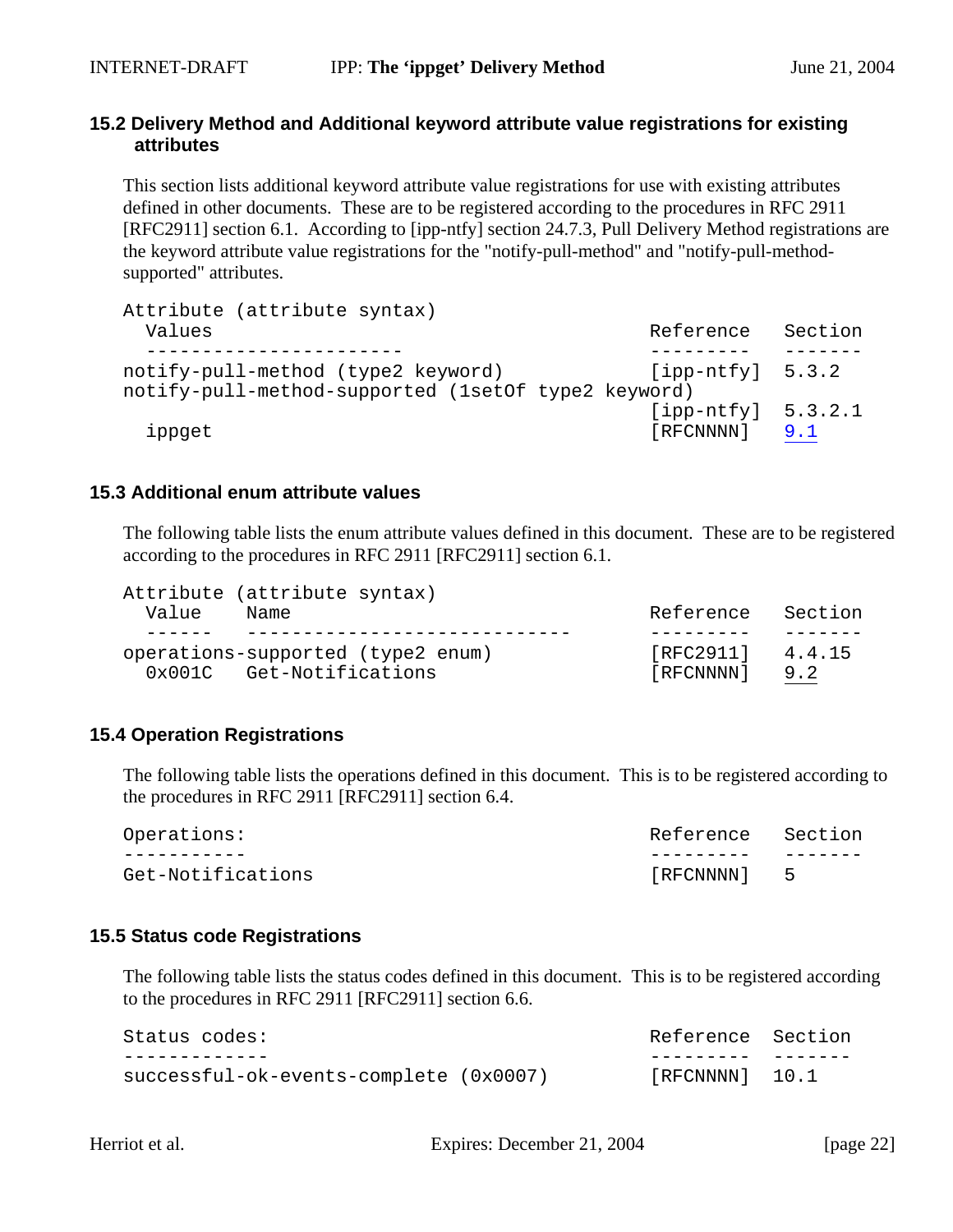## 15.2 Delivery Method and Additional keyword attribute value registrations for existing attributes

This section lists additional keyword attribute value registrations for use with existing attributes defined in other documents. These are to be registered according to the procedures in RFC 2911 [RFC2911] section 6.1. According to [ipp-ntfy] section 24.7.3, Pull Delivery Method registrations are the keyword attribute value registrations for the "notify-pull-method" and "notify-pull-method-supported" attributes.

```
Attribute (attribute syntax)
  Values                                               Reference   Section
  -----------------------                              ---------   -------
notify-pull-method (type2 keyword)                     [ipp-ntfy]  5.3.2
notify-pull-method-supported (1setOf type2 keyword)
                                                       [ipp-ntfy]  5.3.2.1
  ippget                                               [RFCNNNN]   9.1
```

## 15.3 Additional enum attribute values

The following table lists the enum attribute values defined in this document. These are to be registered according to the procedures in RFC 2911 [RFC2911] section 6.1.

```
Attribute (attribute syntax)
  Value    Name                                        Reference   Section
  ------   ----------------------------                ---------   -------
operations-supported (type2 enum)                      [RFC2911]   4.4.15
  0x001C   Get-Notifications                           [RFCNNNN]   9.2
```

## 15.4 Operation Registrations

The following table lists the operations defined in this document. This is to be registered according to the procedures in RFC 2911 [RFC2911] section 6.4.

```
Operations:                                            Reference   Section
-----------                                            ---------   -------
Get-Notifications                                      [RFCNNNN]   5
```

## 15.5 Status code Registrations

The following table lists the status codes defined in this document. This is to be registered according to the procedures in RFC 2911 [RFC2911] section 6.6.

```
Status codes:                                          Reference  Section
-------------                                          ---------  -------
successful-ok-events-complete (0x0007)                 [RFCNNNN]  10.1
```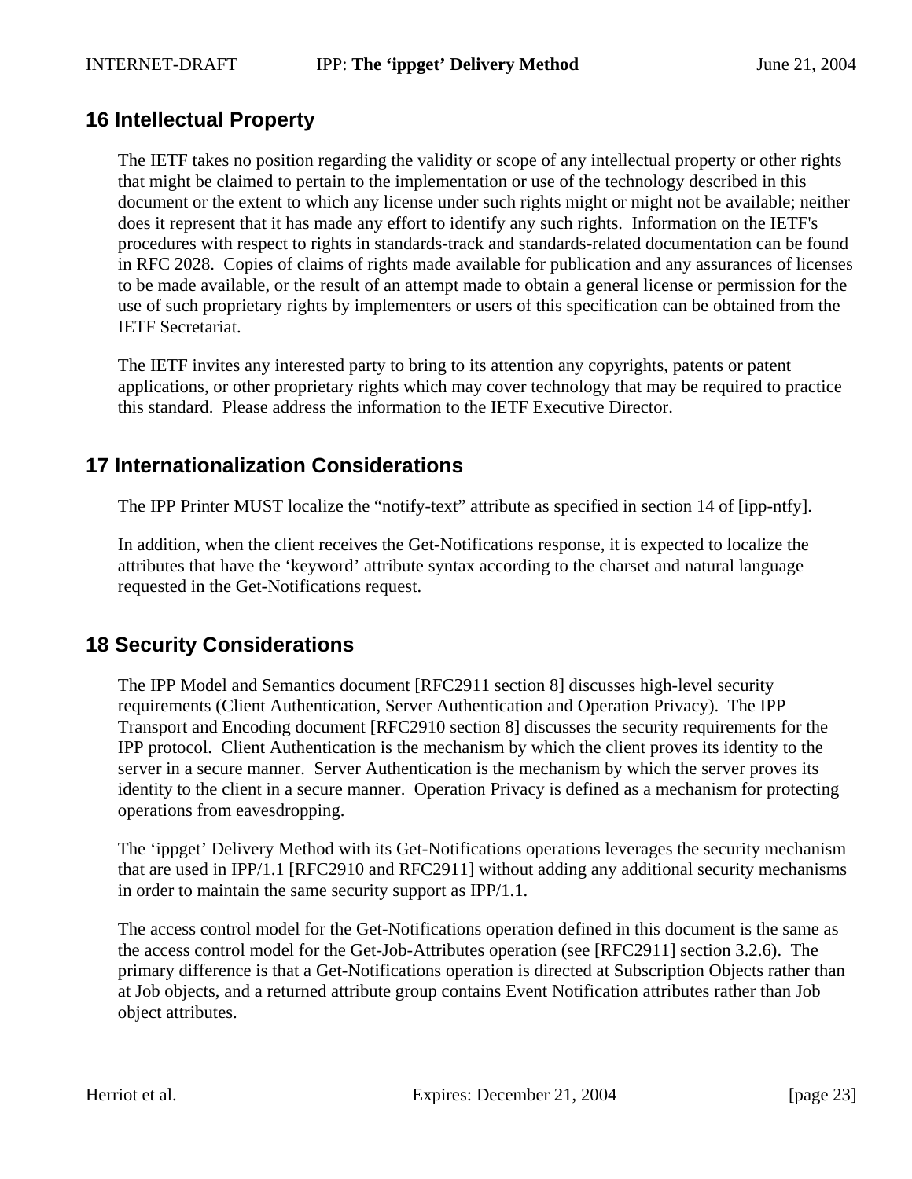## 16 Intellectual Property

The IETF takes no position regarding the validity or scope of any intellectual property or other rights that might be claimed to pertain to the implementation or use of the technology described in this document or the extent to which any license under such rights might or might not be available; neither does it represent that it has made any effort to identify any such rights. Information on the IETF's procedures with respect to rights in standards-track and standards-related documentation can be found in RFC 2028. Copies of claims of rights made available for publication and any assurances of licenses to be made available, or the result of an attempt made to obtain a general license or permission for the use of such proprietary rights by implementers or users of this specification can be obtained from the IETF Secretariat.

The IETF invites any interested party to bring to its attention any copyrights, patents or patent applications, or other proprietary rights which may cover technology that may be required to practice this standard. Please address the information to the IETF Executive Director.

## 17 Internationalization Considerations

The IPP Printer MUST localize the “notify-text” attribute as specified in section 14 of [ipp-ntfy].

In addition, when the client receives the Get-Notifications response, it is expected to localize the attributes that have the ‘keyword’ attribute syntax according to the charset and natural language requested in the Get-Notifications request.

## 18 Security Considerations

The IPP Model and Semantics document [RFC2911 section 8] discusses high-level security requirements (Client Authentication, Server Authentication and Operation Privacy). The IPP Transport and Encoding document [RFC2910 section 8] discusses the security requirements for the IPP protocol. Client Authentication is the mechanism by which the client proves its identity to the server in a secure manner. Server Authentication is the mechanism by which the server proves its identity to the client in a secure manner. Operation Privacy is defined as a mechanism for protecting operations from eavesdropping.

The ‘ippget’ Delivery Method with its Get-Notifications operations leverages the security mechanism that are used in IPP/1.1 [RFC2910 and RFC2911] without adding any additional security mechanisms in order to maintain the same security support as IPP/1.1.

The access control model for the Get-Notifications operation defined in this document is the same as the access control model for the Get-Job-Attributes operation (see [RFC2911] section 3.2.6). The primary difference is that a Get-Notifications operation is directed at Subscription Objects rather than at Job objects, and a returned attribute group contains Event Notification attributes rather than Job object attributes.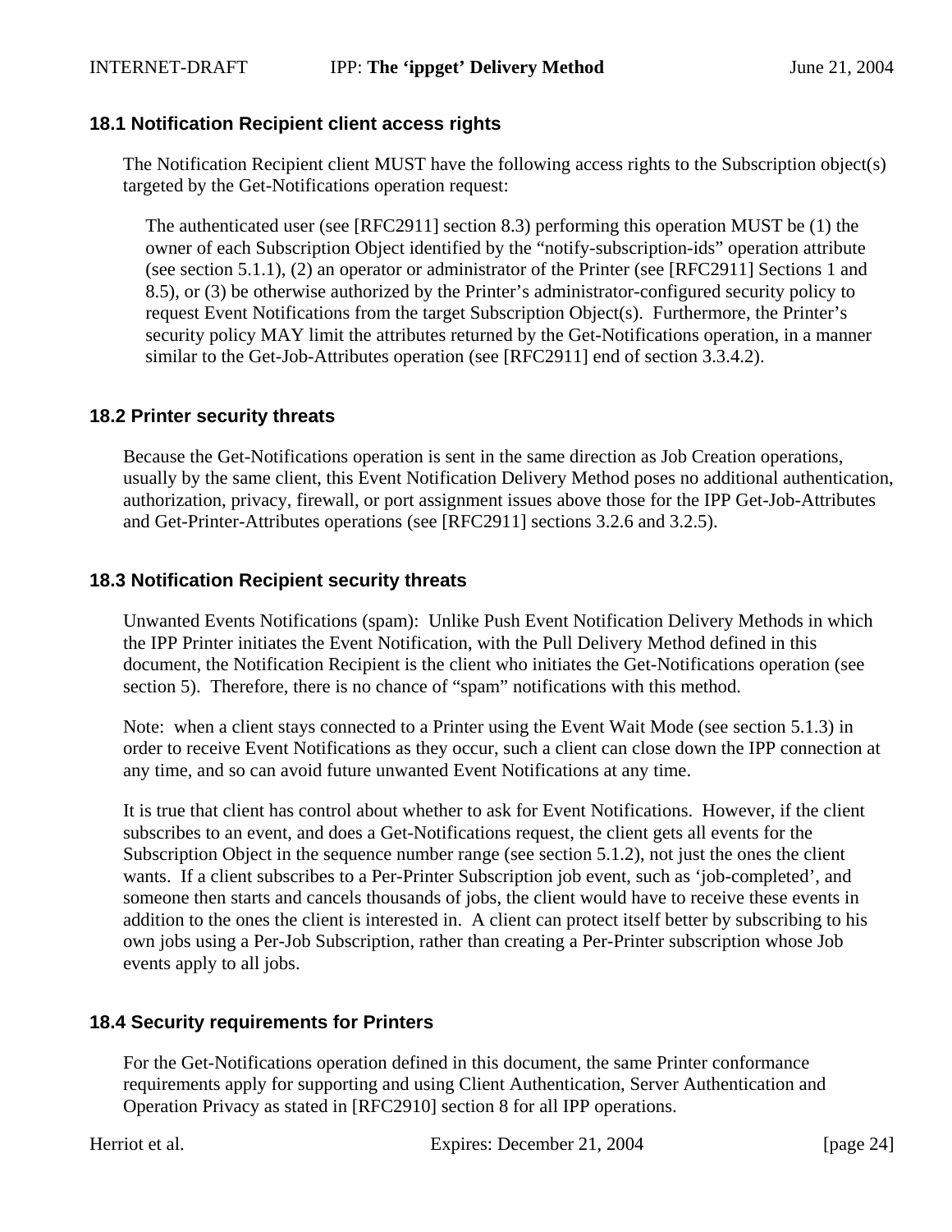### 18.1 Notification Recipient client access rights

The Notification Recipient client MUST have the following access rights to the Subscription object(s) targeted by the Get-Notifications operation request:

> The authenticated user (see [RFC2911] section 8.3) performing this operation MUST be (1) the owner of each Subscription Object identified by the “notify-subscription-ids” operation attribute (see section 5.1.1), (2) an operator or administrator of the Printer (see [RFC2911] Sections 1 and 8.5), or (3) be otherwise authorized by the Printer’s administrator-configured security policy to request Event Notifications from the target Subscription Object(s). Furthermore, the Printer’s security policy MAY limit the attributes returned by the Get-Notifications operation, in a manner similar to the Get-Job-Attributes operation (see [RFC2911] end of section 3.3.4.2).

### 18.2 Printer security threats

Because the Get-Notifications operation is sent in the same direction as Job Creation operations, usually by the same client, this Event Notification Delivery Method poses no additional authentication, authorization, privacy, firewall, or port assignment issues above those for the IPP Get-Job-Attributes and Get-Printer-Attributes operations (see [RFC2911] sections 3.2.6 and 3.2.5).

### 18.3 Notification Recipient security threats

Unwanted Events Notifications (spam): Unlike Push Event Notification Delivery Methods in which the IPP Printer initiates the Event Notification, with the Pull Delivery Method defined in this document, the Notification Recipient is the client who initiates the Get-Notifications operation (see section 5). Therefore, there is no chance of “spam” notifications with this method.

Note: when a client stays connected to a Printer using the Event Wait Mode (see section 5.1.3) in order to receive Event Notifications as they occur, such a client can close down the IPP connection at any time, and so can avoid future unwanted Event Notifications at any time.

It is true that client has control about whether to ask for Event Notifications. However, if the client subscribes to an event, and does a Get-Notifications request, the client gets all events for the Subscription Object in the sequence number range (see section 5.1.2), not just the ones the client wants. If a client subscribes to a Per-Printer Subscription job event, such as ‘job-completed’, and someone then starts and cancels thousands of jobs, the client would have to receive these events in addition to the ones the client is interested in. A client can protect itself better by subscribing to his own jobs using a Per-Job Subscription, rather than creating a Per-Printer subscription whose Job events apply to all jobs.

### 18.4 Security requirements for Printers

For the Get-Notifications operation defined in this document, the same Printer conformance requirements apply for supporting and using Client Authentication, Server Authentication and Operation Privacy as stated in [RFC2910] section 8 for all IPP operations.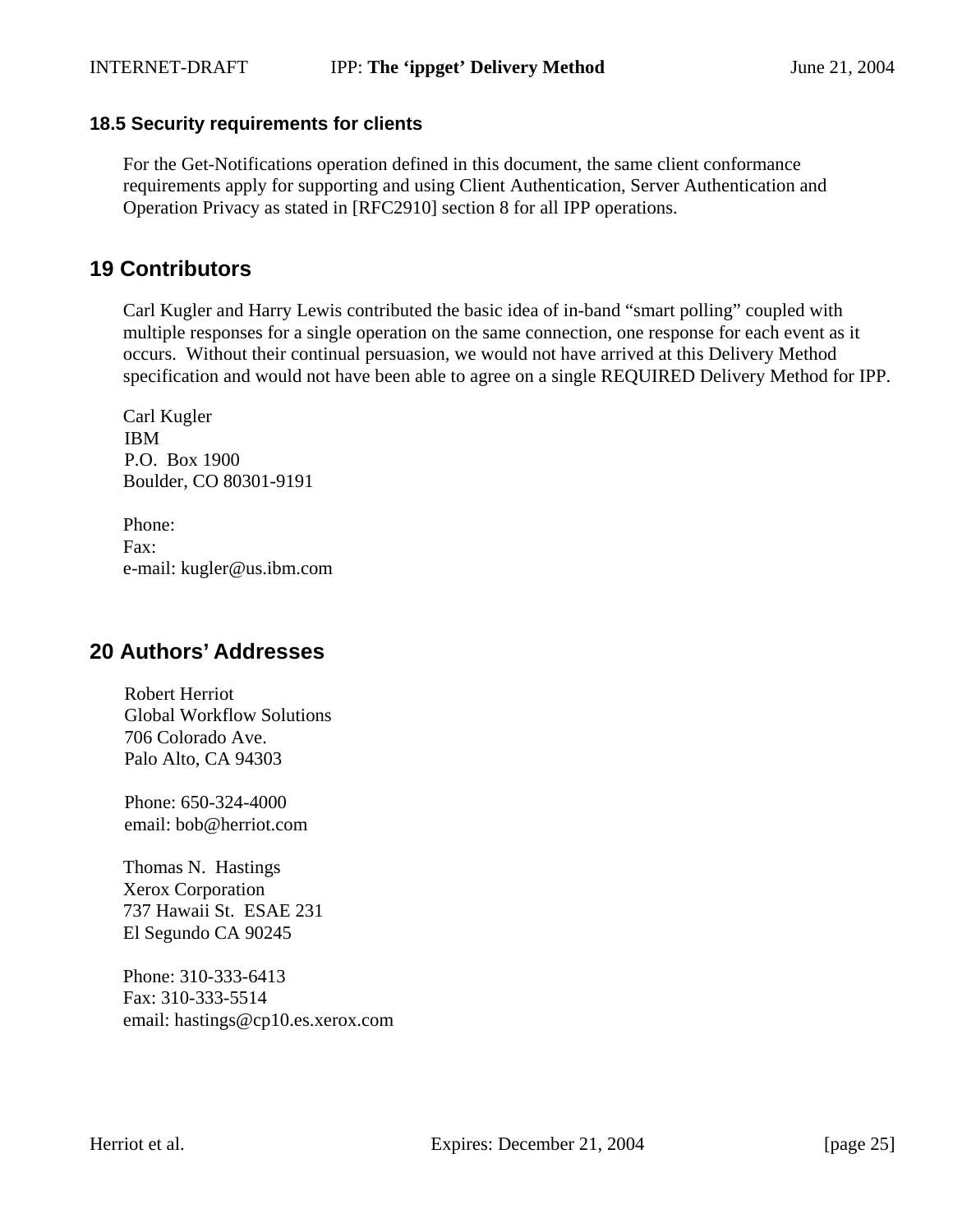### 18.5 Security requirements for clients

For the Get-Notifications operation defined in this document, the same client conformance requirements apply for supporting and using Client Authentication, Server Authentication and Operation Privacy as stated in [RFC2910] section 8 for all IPP operations.

## 19 Contributors

Carl Kugler and Harry Lewis contributed the basic idea of in-band "smart polling" coupled with multiple responses for a single operation on the same connection, one response for each event as it occurs. Without their continual persuasion, we would not have arrived at this Delivery Method specification and would not have been able to agree on a single REQUIRED Delivery Method for IPP.

Carl Kugler  
IBM  
P.O. Box 1900  
Boulder, CO 80301-9191

Phone:  
Fax:  
e-mail: kugler@us.ibm.com

## 20 Authors' Addresses

Robert Herriot  
Global Workflow Solutions  
706 Colorado Ave.  
Palo Alto, CA 94303

Phone: 650-324-4000  
email: bob@herriot.com

Thomas N. Hastings  
Xerox Corporation  
737 Hawaii St. ESAE 231  
El Segundo CA 90245

Phone: 310-333-6413  
Fax: 310-333-5514  
email: hastings@cp10.es.xerox.com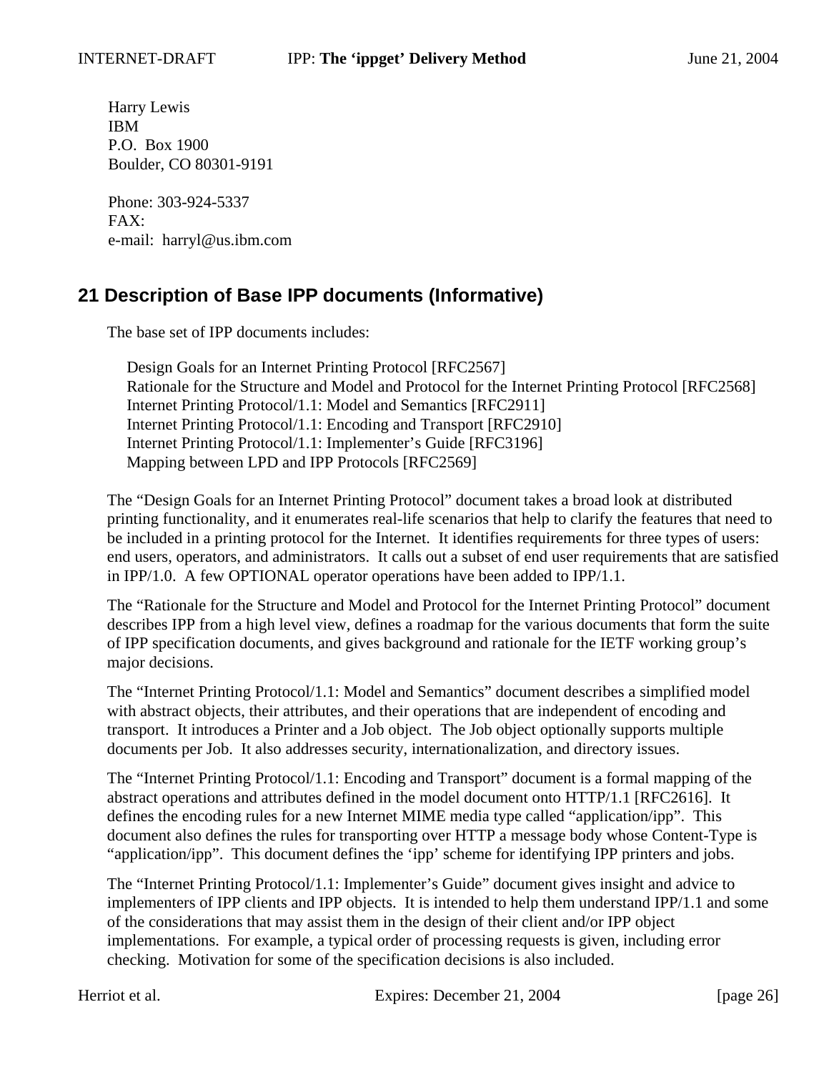Harry Lewis
IBM
P.O. Box 1900
Boulder, CO 80301-9191

Phone: 303-924-5337
FAX:
e-mail: harryl@us.ibm.com

## 21 Description of Base IPP documents (Informative)

The base set of IPP documents includes:

Design Goals for an Internet Printing Protocol [RFC2567]
Rationale for the Structure and Model and Protocol for the Internet Printing Protocol [RFC2568]
Internet Printing Protocol/1.1: Model and Semantics [RFC2911]
Internet Printing Protocol/1.1: Encoding and Transport [RFC2910]
Internet Printing Protocol/1.1: Implementer's Guide [RFC3196]
Mapping between LPD and IPP Protocols [RFC2569]

The "Design Goals for an Internet Printing Protocol" document takes a broad look at distributed printing functionality, and it enumerates real-life scenarios that help to clarify the features that need to be included in a printing protocol for the Internet. It identifies requirements for three types of users: end users, operators, and administrators. It calls out a subset of end user requirements that are satisfied in IPP/1.0. A few OPTIONAL operator operations have been added to IPP/1.1.

The "Rationale for the Structure and Model and Protocol for the Internet Printing Protocol" document describes IPP from a high level view, defines a roadmap for the various documents that form the suite of IPP specification documents, and gives background and rationale for the IETF working group's major decisions.

The "Internet Printing Protocol/1.1: Model and Semantics" document describes a simplified model with abstract objects, their attributes, and their operations that are independent of encoding and transport. It introduces a Printer and a Job object. The Job object optionally supports multiple documents per Job. It also addresses security, internationalization, and directory issues.

The "Internet Printing Protocol/1.1: Encoding and Transport" document is a formal mapping of the abstract operations and attributes defined in the model document onto HTTP/1.1 [RFC2616]. It defines the encoding rules for a new Internet MIME media type called "application/ipp". This document also defines the rules for transporting over HTTP a message body whose Content-Type is "application/ipp". This document defines the 'ipp' scheme for identifying IPP printers and jobs.

The "Internet Printing Protocol/1.1: Implementer's Guide" document gives insight and advice to implementers of IPP clients and IPP objects. It is intended to help them understand IPP/1.1 and some of the considerations that may assist them in the design of their client and/or IPP object implementations. For example, a typical order of processing requests is given, including error checking. Motivation for some of the specification decisions is also included.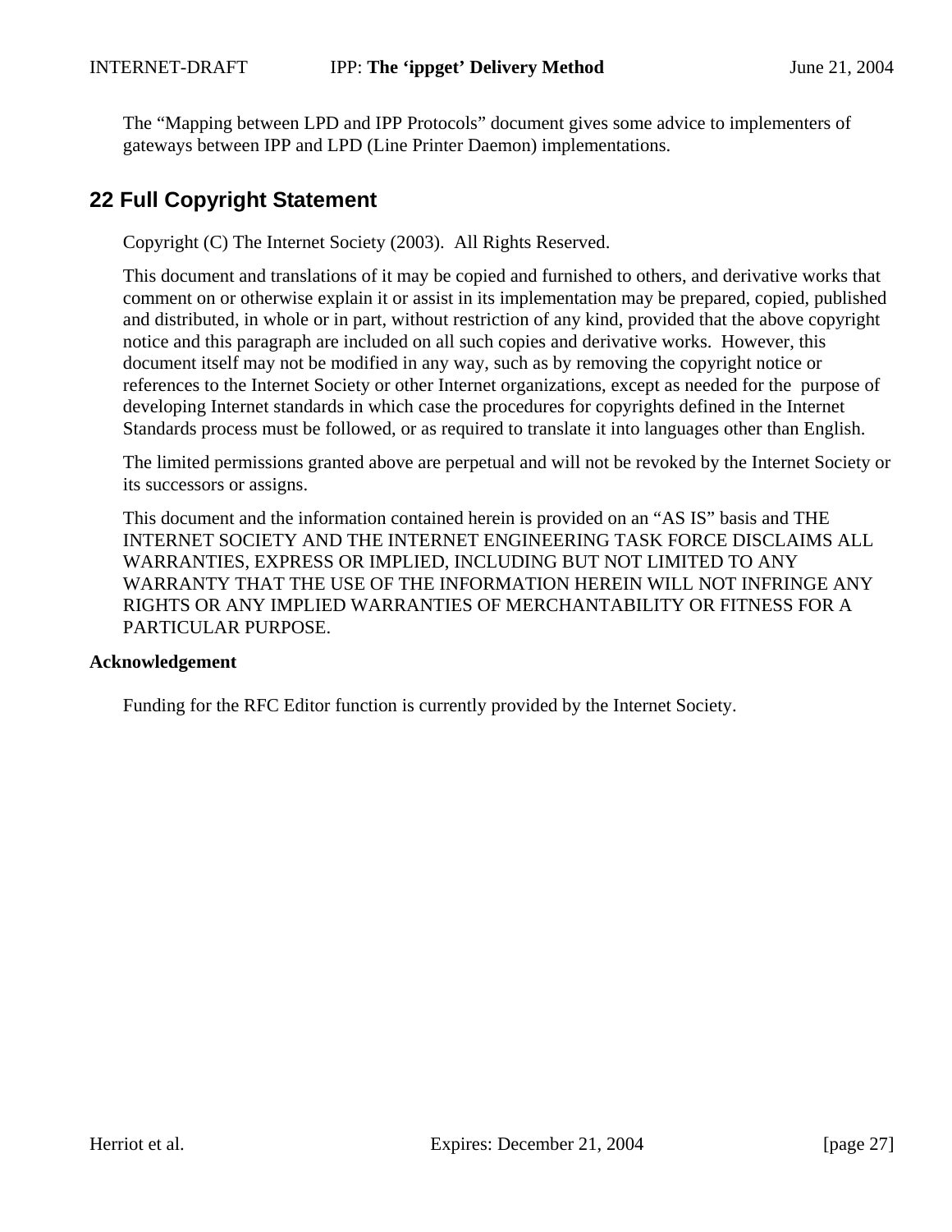The "Mapping between LPD and IPP Protocols" document gives some advice to implementers of gateways between IPP and LPD (Line Printer Daemon) implementations.

## 22 Full Copyright Statement

Copyright (C) The Internet Society (2003). All Rights Reserved.

This document and translations of it may be copied and furnished to others, and derivative works that comment on or otherwise explain it or assist in its implementation may be prepared, copied, published and distributed, in whole or in part, without restriction of any kind, provided that the above copyright notice and this paragraph are included on all such copies and derivative works. However, this document itself may not be modified in any way, such as by removing the copyright notice or references to the Internet Society or other Internet organizations, except as needed for the purpose of developing Internet standards in which case the procedures for copyrights defined in the Internet Standards process must be followed, or as required to translate it into languages other than English.

The limited permissions granted above are perpetual and will not be revoked by the Internet Society or its successors or assigns.

This document and the information contained herein is provided on an "AS IS" basis and THE INTERNET SOCIETY AND THE INTERNET ENGINEERING TASK FORCE DISCLAIMS ALL WARRANTIES, EXPRESS OR IMPLIED, INCLUDING BUT NOT LIMITED TO ANY WARRANTY THAT THE USE OF THE INFORMATION HEREIN WILL NOT INFRINGE ANY RIGHTS OR ANY IMPLIED WARRANTIES OF MERCHANTABILITY OR FITNESS FOR A PARTICULAR PURPOSE.

**Acknowledgement**

Funding for the RFC Editor function is currently provided by the Internet Society.